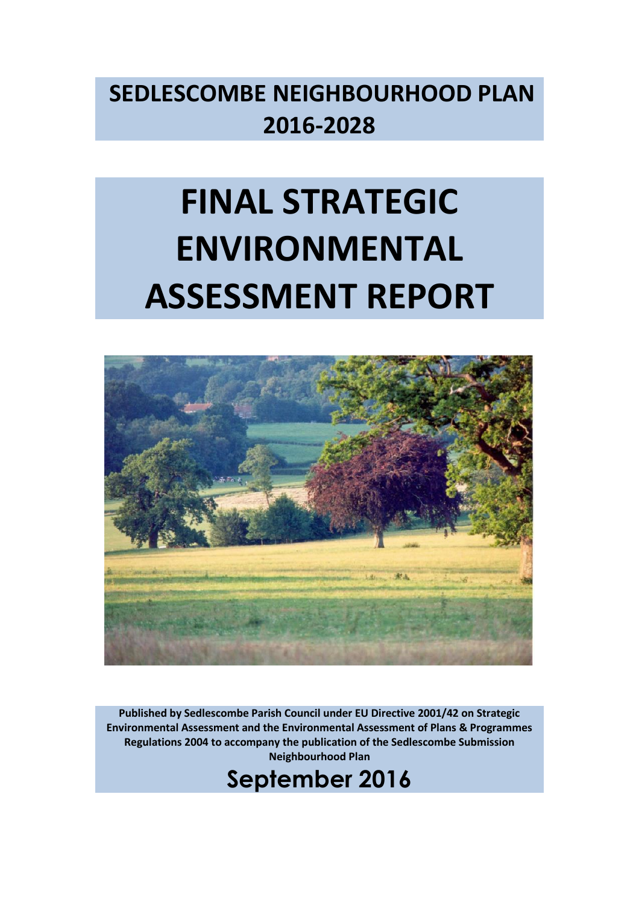# SEDLESCOMBE NEIGHBOURHOOD PLAN 2016-2028

# FINAL STRATEGIC ENVIRONMENTAL ASSESSMENT REPORT

**Published by Sedlescombe Parish Council under EU Directive 2001/42 on Strategic Environmental Assessment and the Environmental Assessment of Plans & Programmes Regulations 2004 to accompany the publication of the Sedlescombe Submission Neighbourhood Plan**

**September 2016**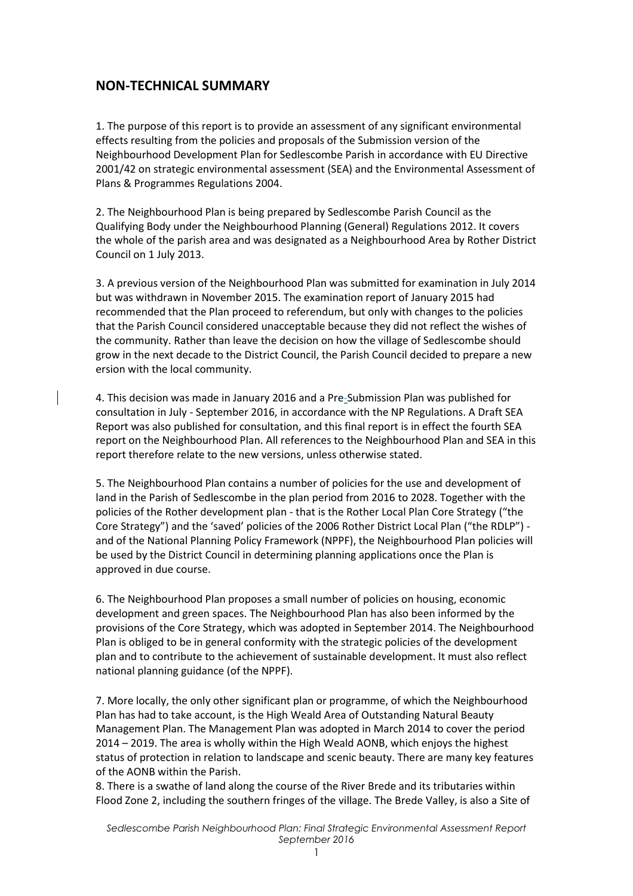## NON-TECHNICAL SUMMARY

1. The purpose of this report is to provide an assessment of any significant environmental effects resulting from the policies and proposals of the Submission version of the Neighbourhood Development Plan for Sedlescombe Parish in accordance with EU Directive 2001/42 on strategic environmental assessment (SEA) and the Environmental Assessment of Plans & Programmes Regulations 2004.

2. The Neighbourhood Plan is being prepared by Sedlescombe Parish Council as the Qualifying Body under the Neighbourhood Planning (General) Regulations 2012. It covers the whole of the parish area and was designated as a Neighbourhood Area by Rother District Council on 1 July 2013.

3. A previous version of the Neighbourhood Plan was submitted for examination in July 2014 but was withdrawn in November 2015. The examination report of January 2015 had recommended that the Plan proceed to referendum, but only with changes to the policies that the Parish Council considered unacceptable because they did not reflect the wishes of the community. Rather than leave the decision on how the village of Sedlescombe should grow in the next decade to the District Council, the Parish Council decided to prepare a new ersion with the local community.

4. This decision was made in January 2016 and a Pre-Submission Plan was published for consultation in July - September 2016, in accordance with the NP Regulations. A Draft SEA Report was also published for consultation, and this final report is in effect the fourth SEA report on the Neighbourhood Plan. All references to the Neighbourhood Plan and SEA in this report therefore relate to the new versions, unless otherwise stated.

5. The Neighbourhood Plan contains a number of policies for the use and development of land in the Parish of Sedlescombe in the plan period from 2016 to 2028. Together with the policies of the Rother development plan - that is the Rother Local Plan Core Strategy ("the Core Strategy") and the 'saved' policies of the 2006 Rother District Local Plan ("the RDLP") - and of the National Planning Policy Framework (NPPF), the Neighbourhood Plan policies will be used by the District Council in determining planning applications once the Plan is approved in due course.

6. The Neighbourhood Plan proposes a small number of policies on housing, economic development and green spaces. The Neighbourhood Plan has also been informed by the provisions of the Core Strategy, which was adopted in September 2014. The Neighbourhood Plan is obliged to be in general conformity with the strategic policies of the development plan and to contribute to the achievement of sustainable development. It must also reflect national planning guidance (of the NPPF).

7. More locally, the only other significant plan or programme, of which the Neighbourhood Plan has had to take account, is the High Weald Area of Outstanding Natural Beauty Management Plan. The Management Plan was adopted in March 2014 to cover the period 2014 – 2019. The area is wholly within the High Weald AONB, which enjoys the highest status of protection in relation to landscape and scenic beauty. There are many key features of the AONB within the Parish.

8. There is a swathe of land along the course of the River Brede and its tributaries within Flood Zone 2, including the southern fringes of the village. The Brede Valley, is also a Site of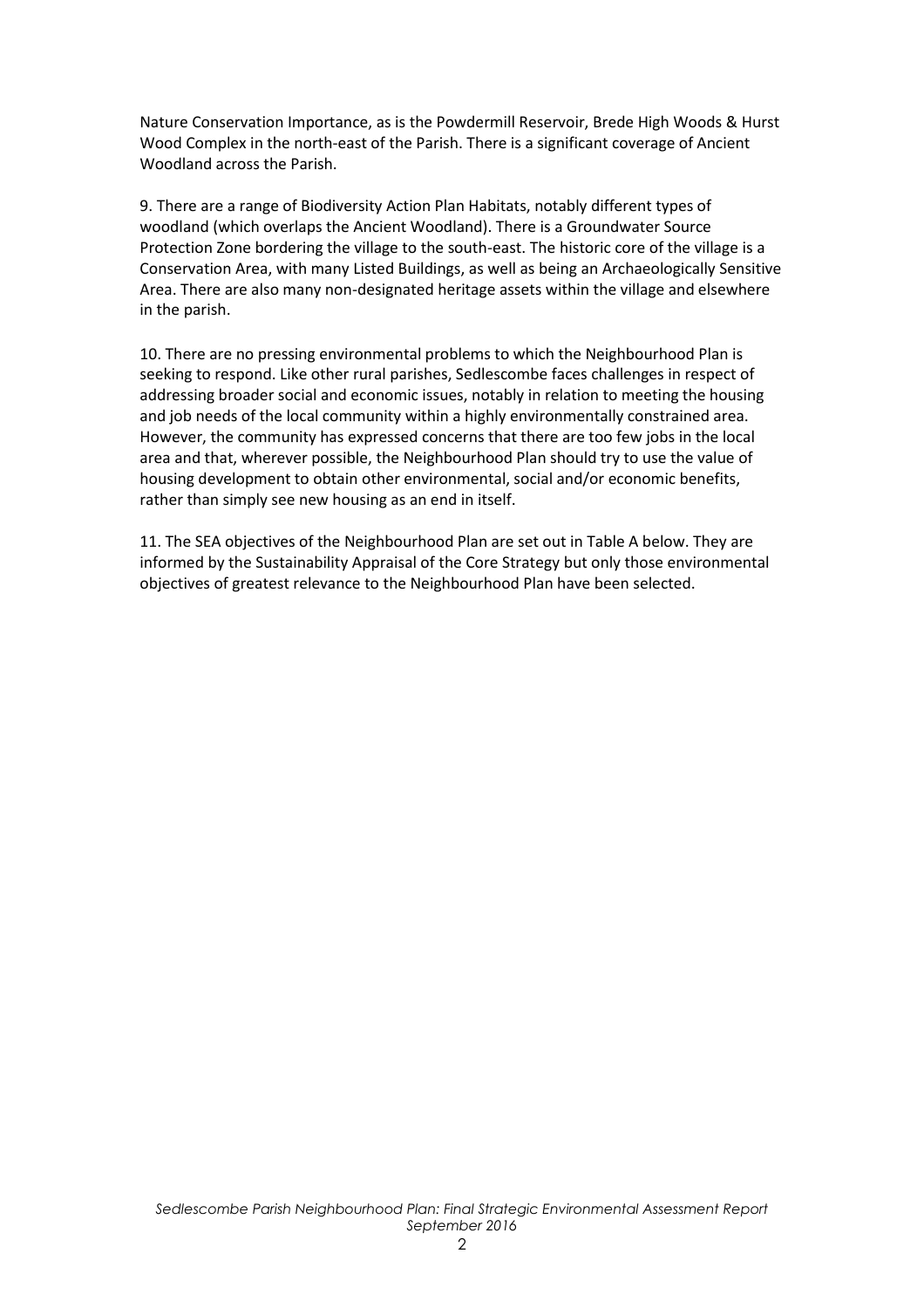Nature Conservation Importance, as is the Powdermill Reservoir, Brede High Woods & Hurst Wood Complex in the north-east of the Parish. There is a significant coverage of Ancient Woodland across the Parish.

9. There are a range of Biodiversity Action Plan Habitats, notably different types of woodland (which overlaps the Ancient Woodland). There is a Groundwater Source Protection Zone bordering the village to the south-east. The historic core of the village is a Conservation Area, with many Listed Buildings, as well as being an Archaeologically Sensitive Area. There are also many non-designated heritage assets within the village and elsewhere in the parish.

10. There are no pressing environmental problems to which the Neighbourhood Plan is seeking to respond. Like other rural parishes, Sedlescombe faces challenges in respect of addressing broader social and economic issues, notably in relation to meeting the housing and job needs of the local community within a highly environmentally constrained area. However, the community has expressed concerns that there are too few jobs in the local area and that, wherever possible, the Neighbourhood Plan should try to use the value of housing development to obtain other environmental, social and/or economic benefits, rather than simply see new housing as an end in itself.

11. The SEA objectives of the Neighbourhood Plan are set out in Table A below. They are informed by the Sustainability Appraisal of the Core Strategy but only those environmental objectives of greatest relevance to the Neighbourhood Plan have been selected.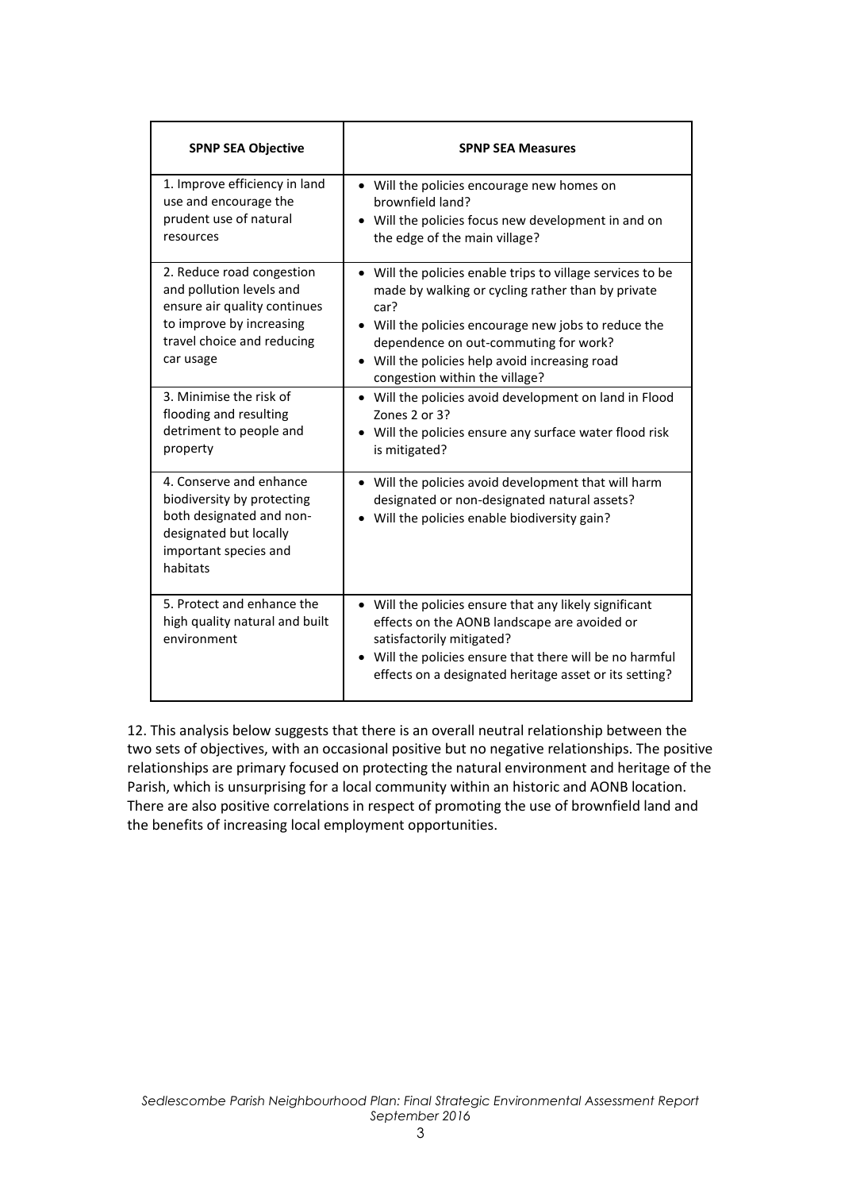| SPNP SEA Objective | SPNP SEA Measures |
|---|---|
| 1. Improve efficiency in land use and encourage the prudent use of natural resources | • Will the policies encourage new homes on brownfield land?<br>• Will the policies focus new development in and on the edge of the main village? |
| 2. Reduce road congestion and pollution levels and ensure air quality continues to improve by increasing travel choice and reducing car usage | • Will the policies enable trips to village services to be made by walking or cycling rather than by private car?<br>• Will the policies encourage new jobs to reduce the dependence on out-commuting for work?<br>• Will the policies help avoid increasing road congestion within the village? |
| 3. Minimise the risk of flooding and resulting detriment to people and property | • Will the policies avoid development on land in Flood Zones 2 or 3?<br>• Will the policies ensure any surface water flood risk is mitigated? |
| 4. Conserve and enhance biodiversity by protecting both designated and non-designated but locally important species and habitats | • Will the policies avoid development that will harm designated or non-designated natural assets?<br>• Will the policies enable biodiversity gain? |
| 5. Protect and enhance the high quality natural and built environment | • Will the policies ensure that any likely significant effects on the AONB landscape are avoided or satisfactorily mitigated?<br>• Will the policies ensure that there will be no harmful effects on a designated heritage asset or its setting? |

12. This analysis below suggests that there is an overall neutral relationship between the two sets of objectives, with an occasional positive but no negative relationships. The positive relationships are primary focused on protecting the natural environment and heritage of the Parish, which is unsurprising for a local community within an historic and AONB location. There are also positive correlations in respect of promoting the use of brownfield land and the benefits of increasing local employment opportunities.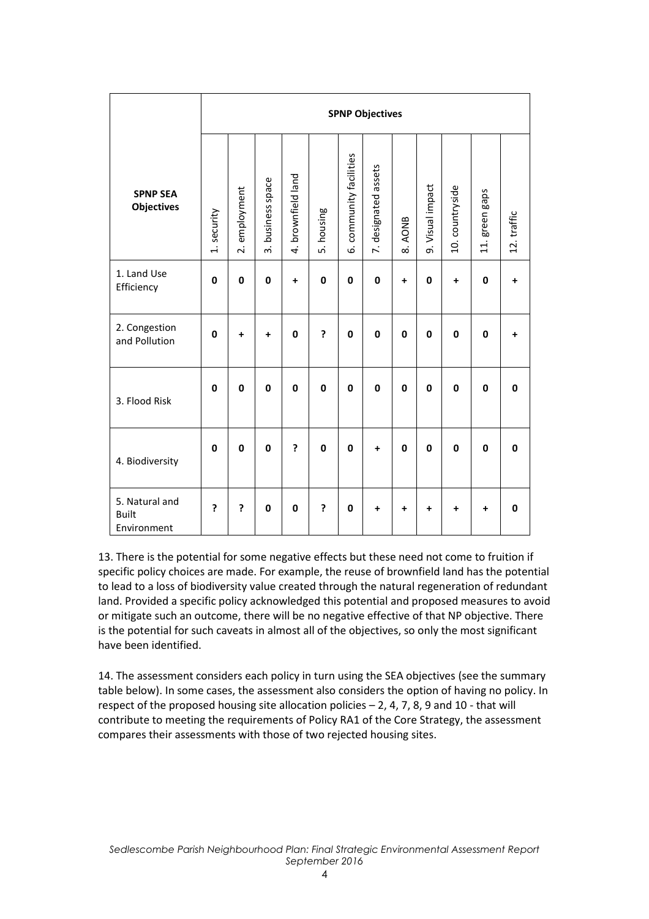| SPNP SEA Objectives | SPNP Objectives | | | | | | | | | | | |
|---|---|---|---|---|---|---|---|---|---|---|---|---|
| | 1. security | 2. employment | 3. business space | 4. brownfield land | 5. housing | 6. community facilities | 7. designated assets | 8. AONB | 9. Visual impact | 10. countryside | 11. green gaps | 12. traffic |
| 1. Land Use Efficiency | **0** | **0** | **0** | **+** | **0** | **0** | **0** | **+** | **0** | **+** | **0** | **+** |
| 2. Congestion and Pollution | **0** | **+** | **+** | **0** | **?** | **0** | **0** | **0** | **0** | **0** | **0** | **+** |
| 3. Flood Risk | **0** | **0** | **0** | **0** | **0** | **0** | **0** | **0** | **0** | **0** | **0** | **0** |
| 4. Biodiversity | **0** | **0** | **0** | **?** | **0** | **0** | **+** | **0** | **0** | **0** | **0** | **0** |
| 5. Natural and Built Environment | **?** | **?** | **0** | **0** | **?** | **0** | **+** | **+** | **+** | **+** | **+** | **0** |

13. There is the potential for some negative effects but these need not come to fruition if specific policy choices are made. For example, the reuse of brownfield land has the potential to lead to a loss of biodiversity value created through the natural regeneration of redundant land. Provided a specific policy acknowledged this potential and proposed measures to avoid or mitigate such an outcome, there will be no negative effective of that NP objective. There is the potential for such caveats in almost all of the objectives, so only the most significant have been identified.

14. The assessment considers each policy in turn using the SEA objectives (see the summary table below). In some cases, the assessment also considers the option of having no policy. In respect of the proposed housing site allocation policies – 2, 4, 7, 8, 9 and 10 - that will contribute to meeting the requirements of Policy RA1 of the Core Strategy, the assessment compares their assessments with those of two rejected housing sites.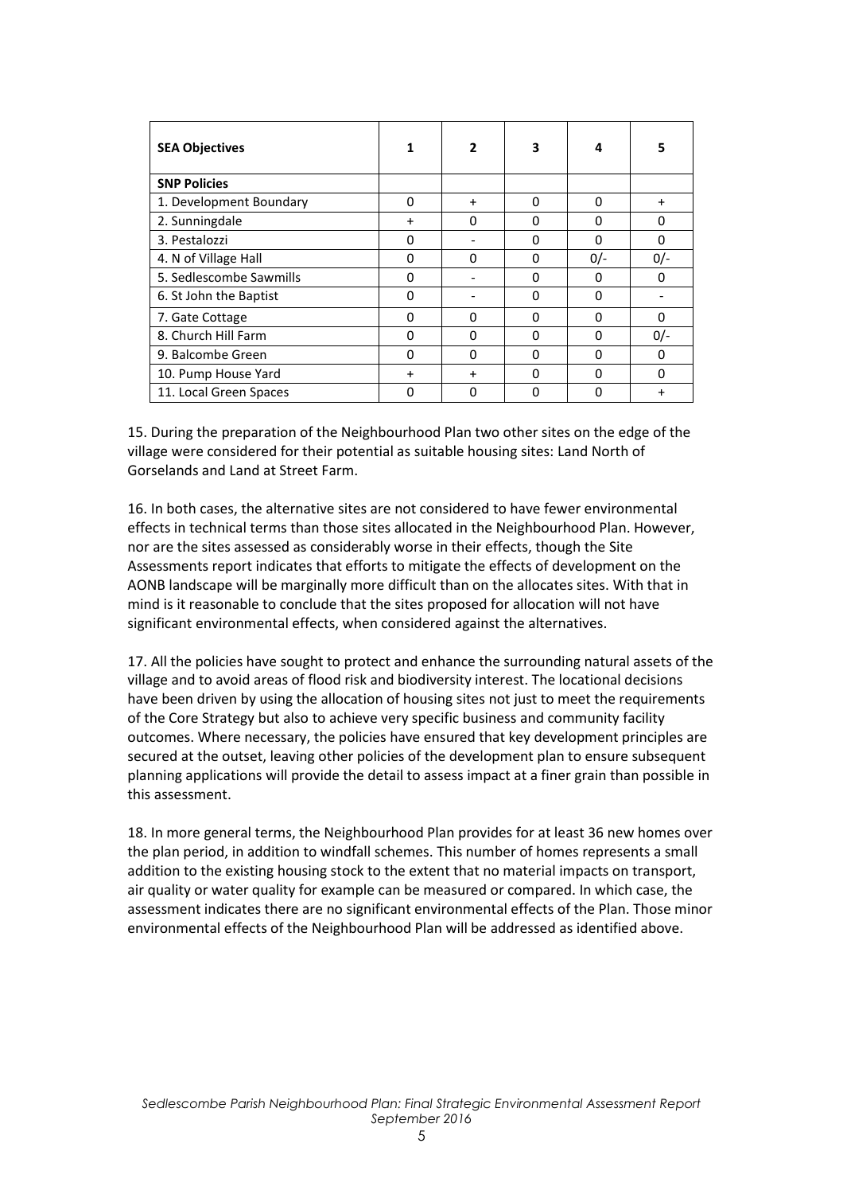| SEA Objectives | 1 | 2 | 3 | 4 | 5 |
|---|---|---|---|---|---|
| **SNP Policies** | | | | | |
| 1. Development Boundary | 0 | + | 0 | 0 | + |
| 2. Sunningdale | + | 0 | 0 | 0 | 0 |
| 3. Pestalozzi | 0 | - | 0 | 0 | 0 |
| 4. N of Village Hall | 0 | 0 | 0 | 0/- | 0/- |
| 5. Sedlescombe Sawmills | 0 | - | 0 | 0 | 0 |
| 6. St John the Baptist | 0 | - | 0 | 0 | - |
| 7. Gate Cottage | 0 | 0 | 0 | 0 | 0 |
| 8. Church Hill Farm | 0 | 0 | 0 | 0 | 0/- |
| 9. Balcombe Green | 0 | 0 | 0 | 0 | 0 |
| 10. Pump House Yard | + | + | 0 | 0 | 0 |
| 11. Local Green Spaces | 0 | 0 | 0 | 0 | + |

15. During the preparation of the Neighbourhood Plan two other sites on the edge of the village were considered for their potential as suitable housing sites: Land North of Gorselands and Land at Street Farm.

16. In both cases, the alternative sites are not considered to have fewer environmental effects in technical terms than those sites allocated in the Neighbourhood Plan. However, nor are the sites assessed as considerably worse in their effects, though the Site Assessments report indicates that efforts to mitigate the effects of development on the AONB landscape will be marginally more difficult than on the allocates sites. With that in mind is it reasonable to conclude that the sites proposed for allocation will not have significant environmental effects, when considered against the alternatives.

17. All the policies have sought to protect and enhance the surrounding natural assets of the village and to avoid areas of flood risk and biodiversity interest. The locational decisions have been driven by using the allocation of housing sites not just to meet the requirements of the Core Strategy but also to achieve very specific business and community facility outcomes. Where necessary, the policies have ensured that key development principles are secured at the outset, leaving other policies of the development plan to ensure subsequent planning applications will provide the detail to assess impact at a finer grain than possible in this assessment.

18. In more general terms, the Neighbourhood Plan provides for at least 36 new homes over the plan period, in addition to windfall schemes. This number of homes represents a small addition to the existing housing stock to the extent that no material impacts on transport, air quality or water quality for example can be measured or compared. In which case, the assessment indicates there are no significant environmental effects of the Plan. Those minor environmental effects of the Neighbourhood Plan will be addressed as identified above.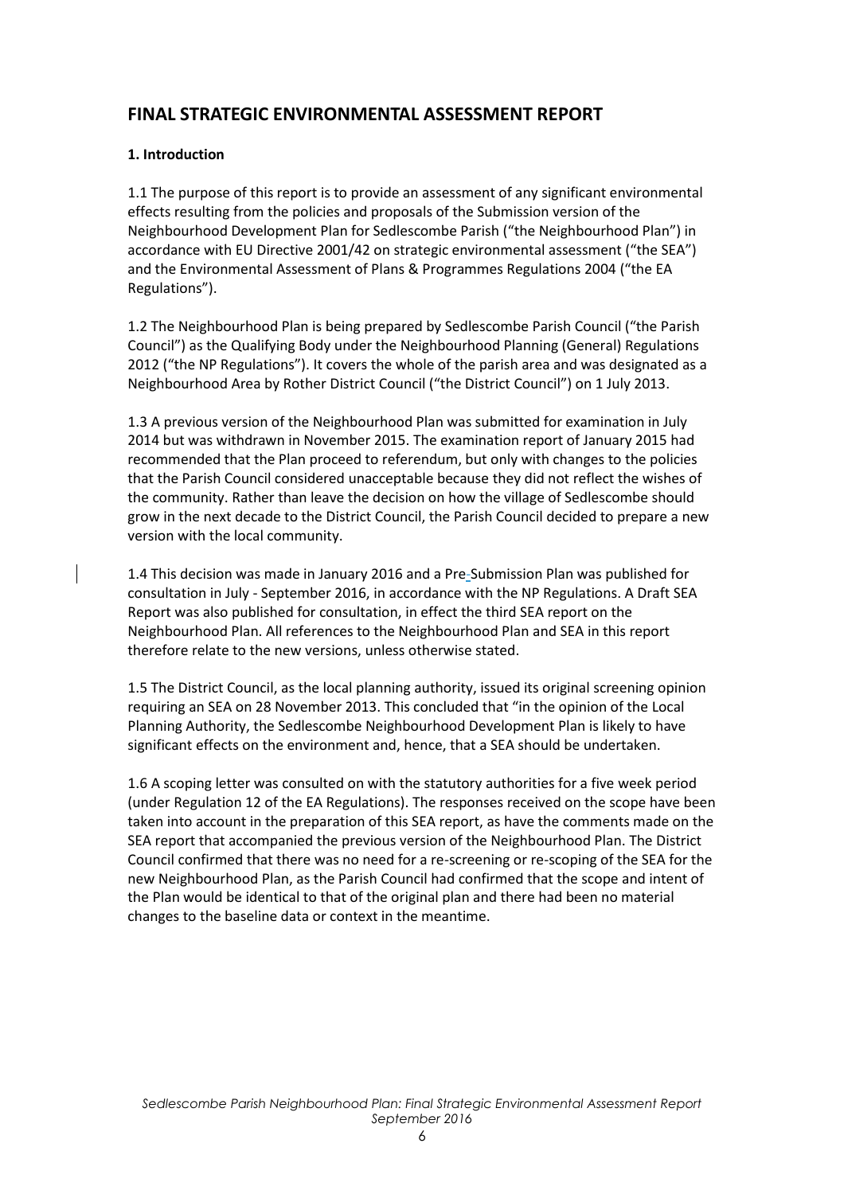## FINAL STRATEGIC ENVIRONMENTAL ASSESSMENT REPORT

### 1. Introduction

1.1 The purpose of this report is to provide an assessment of any significant environmental effects resulting from the policies and proposals of the Submission version of the Neighbourhood Development Plan for Sedlescombe Parish ("the Neighbourhood Plan") in accordance with EU Directive 2001/42 on strategic environmental assessment ("the SEA") and the Environmental Assessment of Plans & Programmes Regulations 2004 ("the EA Regulations").

1.2 The Neighbourhood Plan is being prepared by Sedlescombe Parish Council ("the Parish Council") as the Qualifying Body under the Neighbourhood Planning (General) Regulations 2012 ("the NP Regulations"). It covers the whole of the parish area and was designated as a Neighbourhood Area by Rother District Council ("the District Council") on 1 July 2013.

1.3 A previous version of the Neighbourhood Plan was submitted for examination in July 2014 but was withdrawn in November 2015. The examination report of January 2015 had recommended that the Plan proceed to referendum, but only with changes to the policies that the Parish Council considered unacceptable because they did not reflect the wishes of the community. Rather than leave the decision on how the village of Sedlescombe should grow in the next decade to the District Council, the Parish Council decided to prepare a new version with the local community.

1.4 This decision was made in January 2016 and a Pre-Submission Plan was published for consultation in July - September 2016, in accordance with the NP Regulations. A Draft SEA Report was also published for consultation, in effect the third SEA report on the Neighbourhood Plan. All references to the Neighbourhood Plan and SEA in this report therefore relate to the new versions, unless otherwise stated.

1.5 The District Council, as the local planning authority, issued its original screening opinion requiring an SEA on 28 November 2013. This concluded that "in the opinion of the Local Planning Authority, the Sedlescombe Neighbourhood Development Plan is likely to have significant effects on the environment and, hence, that a SEA should be undertaken.

1.6 A scoping letter was consulted on with the statutory authorities for a five week period (under Regulation 12 of the EA Regulations). The responses received on the scope have been taken into account in the preparation of this SEA report, as have the comments made on the SEA report that accompanied the previous version of the Neighbourhood Plan. The District Council confirmed that there was no need for a re-screening or re-scoping of the SEA for the new Neighbourhood Plan, as the Parish Council had confirmed that the scope and intent of the Plan would be identical to that of the original plan and there had been no material changes to the baseline data or context in the meantime.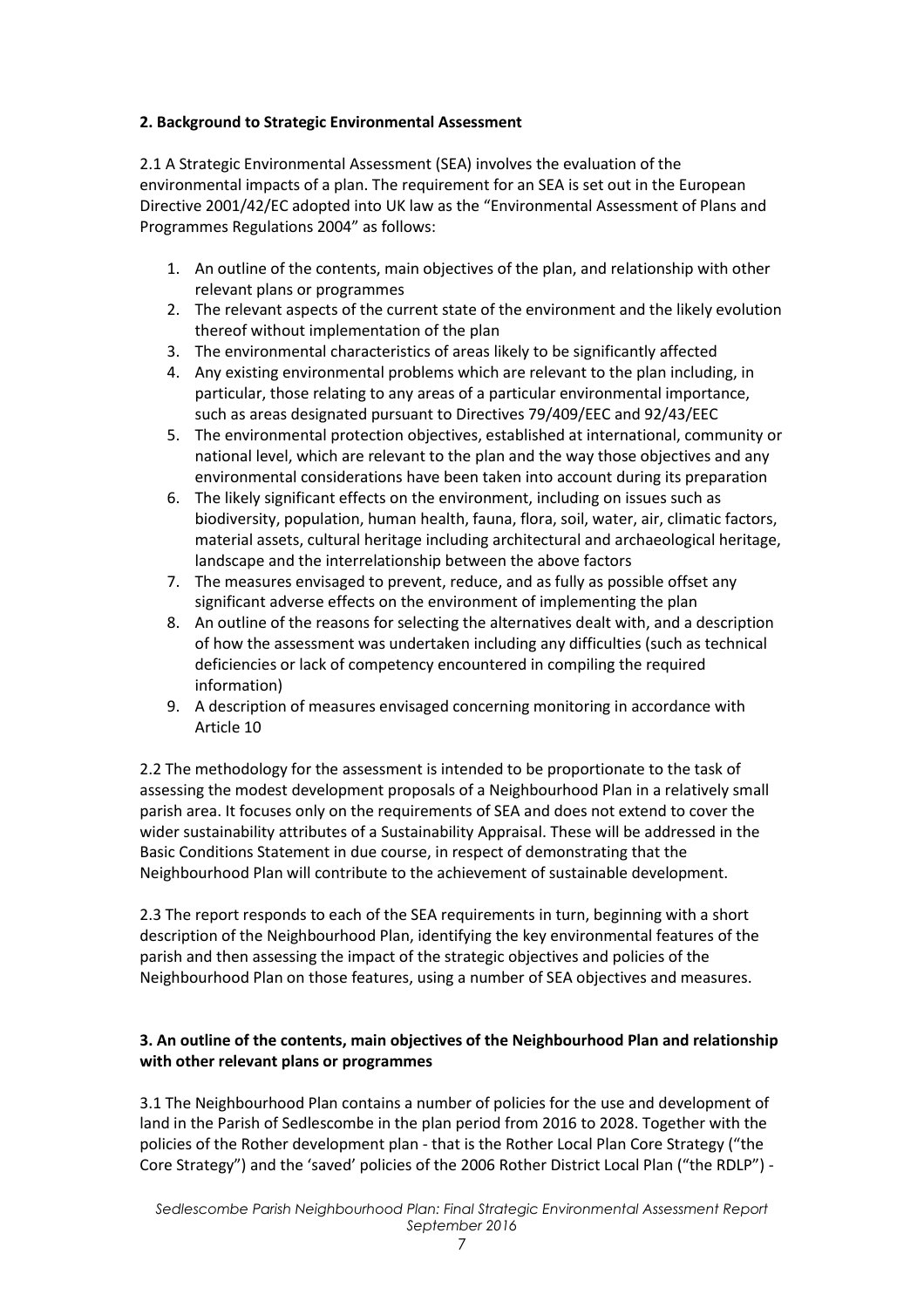**2. Background to Strategic Environmental Assessment**

2.1 A Strategic Environmental Assessment (SEA) involves the evaluation of the environmental impacts of a plan. The requirement for an SEA is set out in the European Directive 2001/42/EC adopted into UK law as the "Environmental Assessment of Plans and Programmes Regulations 2004" as follows:

1. An outline of the contents, main objectives of the plan, and relationship with other relevant plans or programmes
2. The relevant aspects of the current state of the environment and the likely evolution thereof without implementation of the plan
3. The environmental characteristics of areas likely to be significantly affected
4. Any existing environmental problems which are relevant to the plan including, in particular, those relating to any areas of a particular environmental importance, such as areas designated pursuant to Directives 79/409/EEC and 92/43/EEC
5. The environmental protection objectives, established at international, community or national level, which are relevant to the plan and the way those objectives and any environmental considerations have been taken into account during its preparation
6. The likely significant effects on the environment, including on issues such as biodiversity, population, human health, fauna, flora, soil, water, air, climatic factors, material assets, cultural heritage including architectural and archaeological heritage, landscape and the interrelationship between the above factors
7. The measures envisaged to prevent, reduce, and as fully as possible offset any significant adverse effects on the environment of implementing the plan
8. An outline of the reasons for selecting the alternatives dealt with, and a description of how the assessment was undertaken including any difficulties (such as technical deficiencies or lack of competency encountered in compiling the required information)
9. A description of measures envisaged concerning monitoring in accordance with Article 10

2.2 The methodology for the assessment is intended to be proportionate to the task of assessing the modest development proposals of a Neighbourhood Plan in a relatively small parish area. It focuses only on the requirements of SEA and does not extend to cover the wider sustainability attributes of a Sustainability Appraisal. These will be addressed in the Basic Conditions Statement in due course, in respect of demonstrating that the Neighbourhood Plan will contribute to the achievement of sustainable development.

2.3 The report responds to each of the SEA requirements in turn, beginning with a short description of the Neighbourhood Plan, identifying the key environmental features of the parish and then assessing the impact of the strategic objectives and policies of the Neighbourhood Plan on those features, using a number of SEA objectives and measures.

**3. An outline of the contents, main objectives of the Neighbourhood Plan and relationship with other relevant plans or programmes**

3.1 The Neighbourhood Plan contains a number of policies for the use and development of land in the Parish of Sedlescombe in the plan period from 2016 to 2028. Together with the policies of the Rother development plan - that is the Rother Local Plan Core Strategy ("the Core Strategy") and the 'saved' policies of the 2006 Rother District Local Plan ("the RDLP") -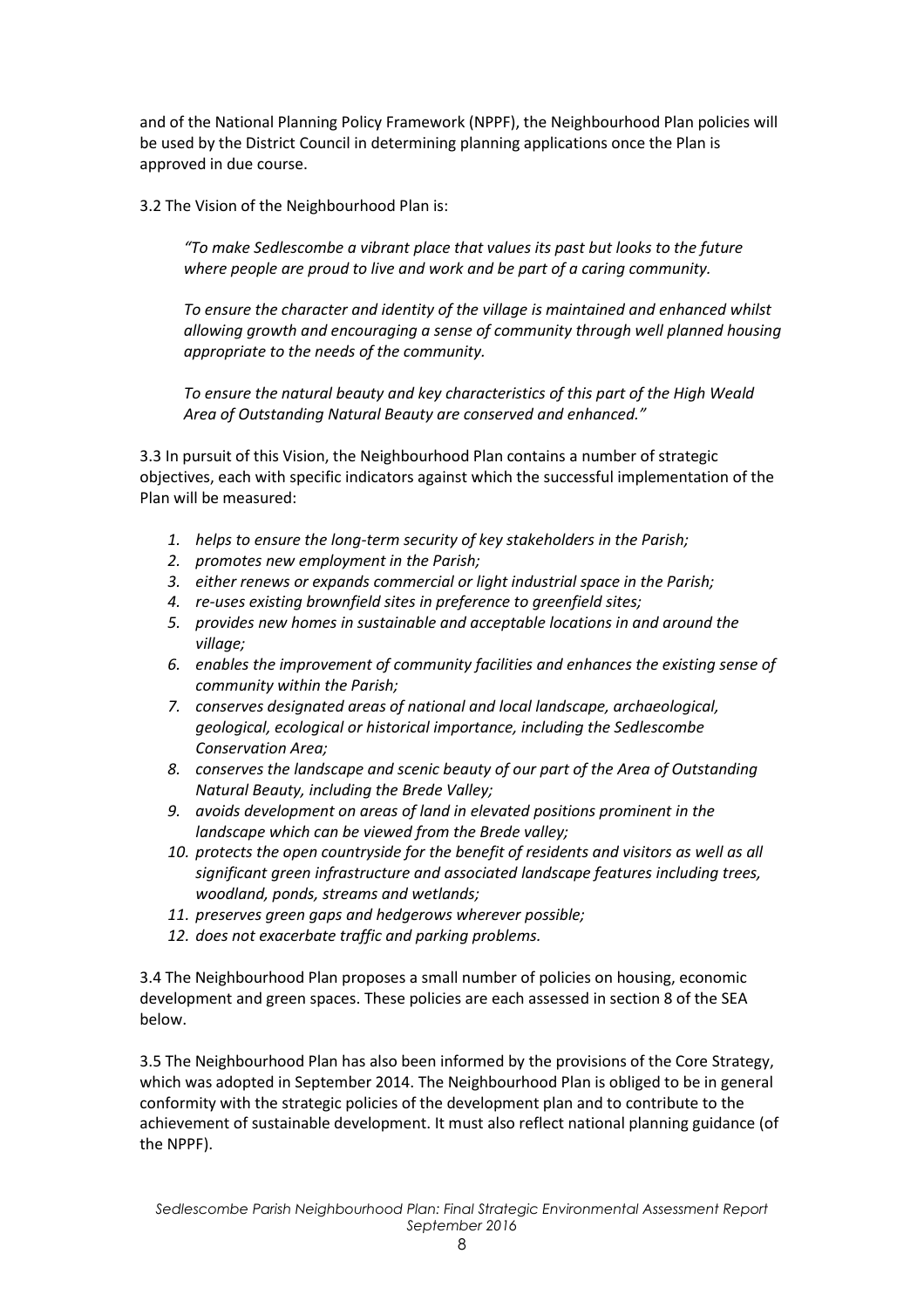and of the National Planning Policy Framework (NPPF), the Neighbourhood Plan policies will be used by the District Council in determining planning applications once the Plan is approved in due course.

3.2 The Vision of the Neighbourhood Plan is:

> *"To make Sedlescombe a vibrant place that values its past but looks to the future where people are proud to live and work and be part of a caring community.*
>
> *To ensure the character and identity of the village is maintained and enhanced whilst allowing growth and encouraging a sense of community through well planned housing appropriate to the needs of the community.*
>
> *To ensure the natural beauty and key characteristics of this part of the High Weald Area of Outstanding Natural Beauty are conserved and enhanced."*

3.3 In pursuit of this Vision, the Neighbourhood Plan contains a number of strategic objectives, each with specific indicators against which the successful implementation of the Plan will be measured:

1. *helps to ensure the long-term security of key stakeholders in the Parish;*
2. *promotes new employment in the Parish;*
3. *either renews or expands commercial or light industrial space in the Parish;*
4. *re-uses existing brownfield sites in preference to greenfield sites;*
5. *provides new homes in sustainable and acceptable locations in and around the village;*
6. *enables the improvement of community facilities and enhances the existing sense of community within the Parish;*
7. *conserves designated areas of national and local landscape, archaeological, geological, ecological or historical importance, including the Sedlescombe Conservation Area;*
8. *conserves the landscape and scenic beauty of our part of the Area of Outstanding Natural Beauty, including the Brede Valley;*
9. *avoids development on areas of land in elevated positions prominent in the landscape which can be viewed from the Brede valley;*
10. *protects the open countryside for the benefit of residents and visitors as well as all significant green infrastructure and associated landscape features including trees, woodland, ponds, streams and wetlands;*
11. *preserves green gaps and hedgerows wherever possible;*
12. *does not exacerbate traffic and parking problems.*

3.4 The Neighbourhood Plan proposes a small number of policies on housing, economic development and green spaces. These policies are each assessed in section 8 of the SEA below.

3.5 The Neighbourhood Plan has also been informed by the provisions of the Core Strategy, which was adopted in September 2014. The Neighbourhood Plan is obliged to be in general conformity with the strategic policies of the development plan and to contribute to the achievement of sustainable development. It must also reflect national planning guidance (of the NPPF).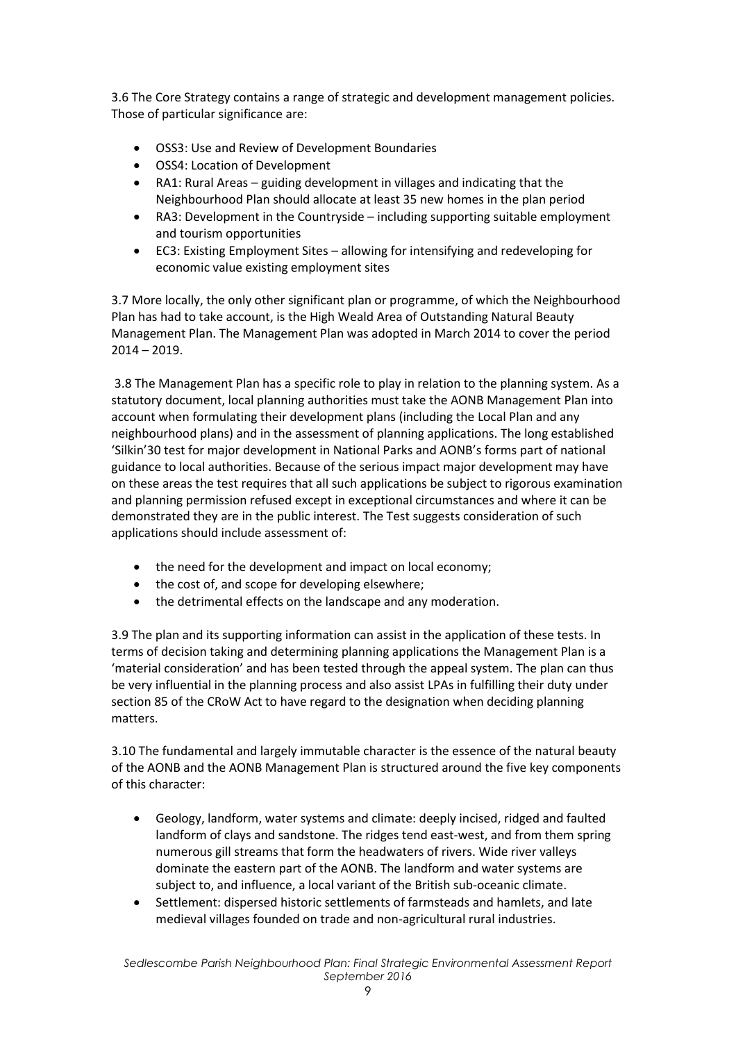3.6 The Core Strategy contains a range of strategic and development management policies. Those of particular significance are:

- OSS3: Use and Review of Development Boundaries
- OSS4: Location of Development
- RA1: Rural Areas – guiding development in villages and indicating that the Neighbourhood Plan should allocate at least 35 new homes in the plan period
- RA3: Development in the Countryside – including supporting suitable employment and tourism opportunities
- EC3: Existing Employment Sites – allowing for intensifying and redeveloping for economic value existing employment sites

3.7 More locally, the only other significant plan or programme, of which the Neighbourhood Plan has had to take account, is the High Weald Area of Outstanding Natural Beauty Management Plan. The Management Plan was adopted in March 2014 to cover the period 2014 – 2019.

3.8 The Management Plan has a specific role to play in relation to the planning system. As a statutory document, local planning authorities must take the AONB Management Plan into account when formulating their development plans (including the Local Plan and any neighbourhood plans) and in the assessment of planning applications. The long established 'Silkin'30 test for major development in National Parks and AONB's forms part of national guidance to local authorities. Because of the serious impact major development may have on these areas the test requires that all such applications be subject to rigorous examination and planning permission refused except in exceptional circumstances and where it can be demonstrated they are in the public interest. The Test suggests consideration of such applications should include assessment of:

- the need for the development and impact on local economy;
- the cost of, and scope for developing elsewhere;
- the detrimental effects on the landscape and any moderation.

3.9 The plan and its supporting information can assist in the application of these tests. In terms of decision taking and determining planning applications the Management Plan is a 'material consideration' and has been tested through the appeal system. The plan can thus be very influential in the planning process and also assist LPAs in fulfilling their duty under section 85 of the CRoW Act to have regard to the designation when deciding planning matters.

3.10 The fundamental and largely immutable character is the essence of the natural beauty of the AONB and the AONB Management Plan is structured around the five key components of this character:

- Geology, landform, water systems and climate: deeply incised, ridged and faulted landform of clays and sandstone. The ridges tend east-west, and from them spring numerous gill streams that form the headwaters of rivers. Wide river valleys dominate the eastern part of the AONB. The landform and water systems are subject to, and influence, a local variant of the British sub-oceanic climate.
- Settlement: dispersed historic settlements of farmsteads and hamlets, and late medieval villages founded on trade and non-agricultural rural industries.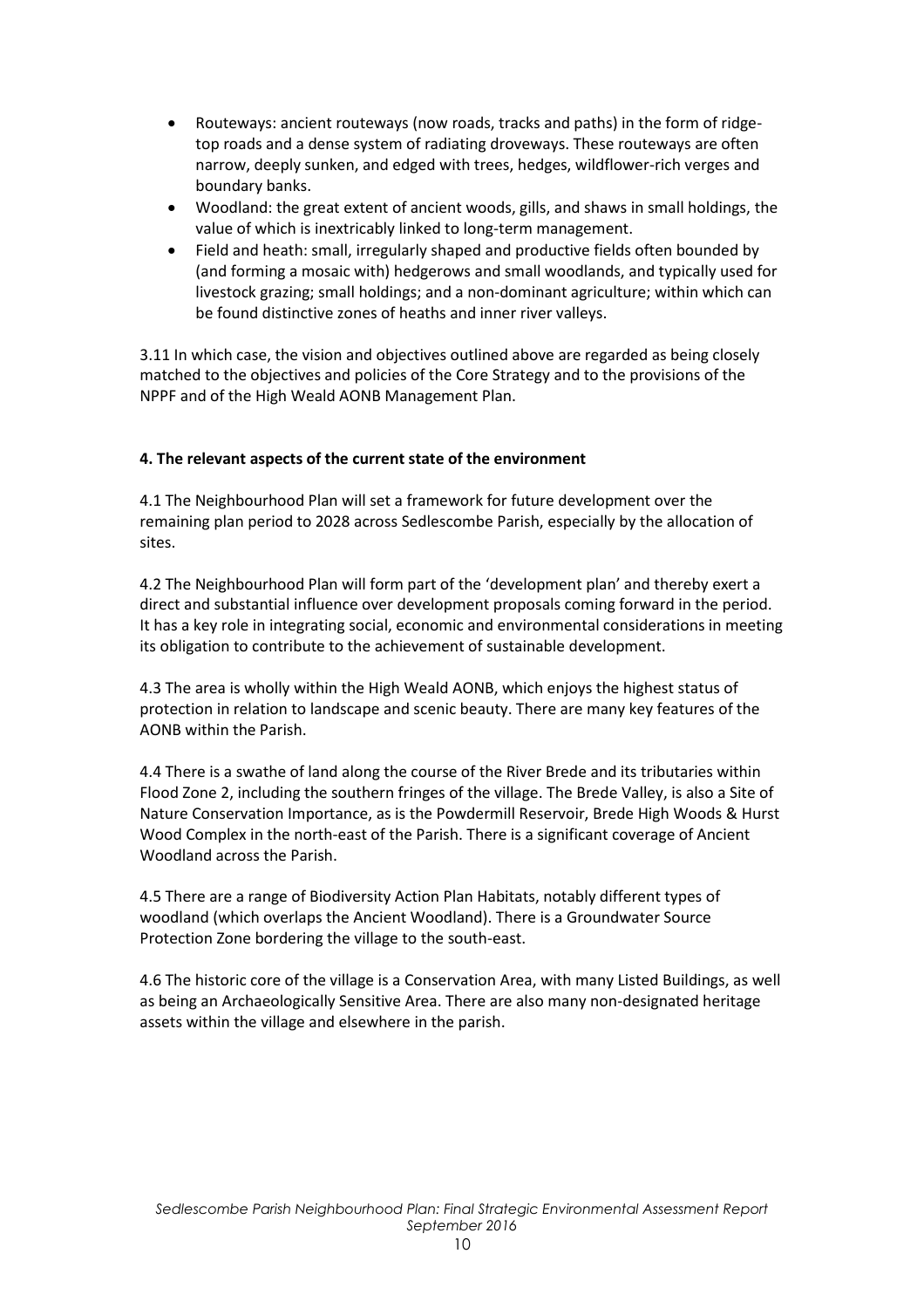- Routeways: ancient routeways (now roads, tracks and paths) in the form of ridge-top roads and a dense system of radiating droveways. These routeways are often narrow, deeply sunken, and edged with trees, hedges, wildflower-rich verges and boundary banks.
- Woodland: the great extent of ancient woods, gills, and shaws in small holdings, the value of which is inextricably linked to long-term management.
- Field and heath: small, irregularly shaped and productive fields often bounded by (and forming a mosaic with) hedgerows and small woodlands, and typically used for livestock grazing; small holdings; and a non-dominant agriculture; within which can be found distinctive zones of heaths and inner river valleys.

3.11 In which case, the vision and objectives outlined above are regarded as being closely matched to the objectives and policies of the Core Strategy and to the provisions of the NPPF and of the High Weald AONB Management Plan.

**4. The relevant aspects of the current state of the environment**

4.1 The Neighbourhood Plan will set a framework for future development over the remaining plan period to 2028 across Sedlescombe Parish, especially by the allocation of sites.

4.2 The Neighbourhood Plan will form part of the 'development plan' and thereby exert a direct and substantial influence over development proposals coming forward in the period. It has a key role in integrating social, economic and environmental considerations in meeting its obligation to contribute to the achievement of sustainable development.

4.3 The area is wholly within the High Weald AONB, which enjoys the highest status of protection in relation to landscape and scenic beauty. There are many key features of the AONB within the Parish.

4.4 There is a swathe of land along the course of the River Brede and its tributaries within Flood Zone 2, including the southern fringes of the village. The Brede Valley, is also a Site of Nature Conservation Importance, as is the Powdermill Reservoir, Brede High Woods & Hurst Wood Complex in the north-east of the Parish. There is a significant coverage of Ancient Woodland across the Parish.

4.5 There are a range of Biodiversity Action Plan Habitats, notably different types of woodland (which overlaps the Ancient Woodland). There is a Groundwater Source Protection Zone bordering the village to the south-east.

4.6 The historic core of the village is a Conservation Area, with many Listed Buildings, as well as being an Archaeologically Sensitive Area. There are also many non-designated heritage assets within the village and elsewhere in the parish.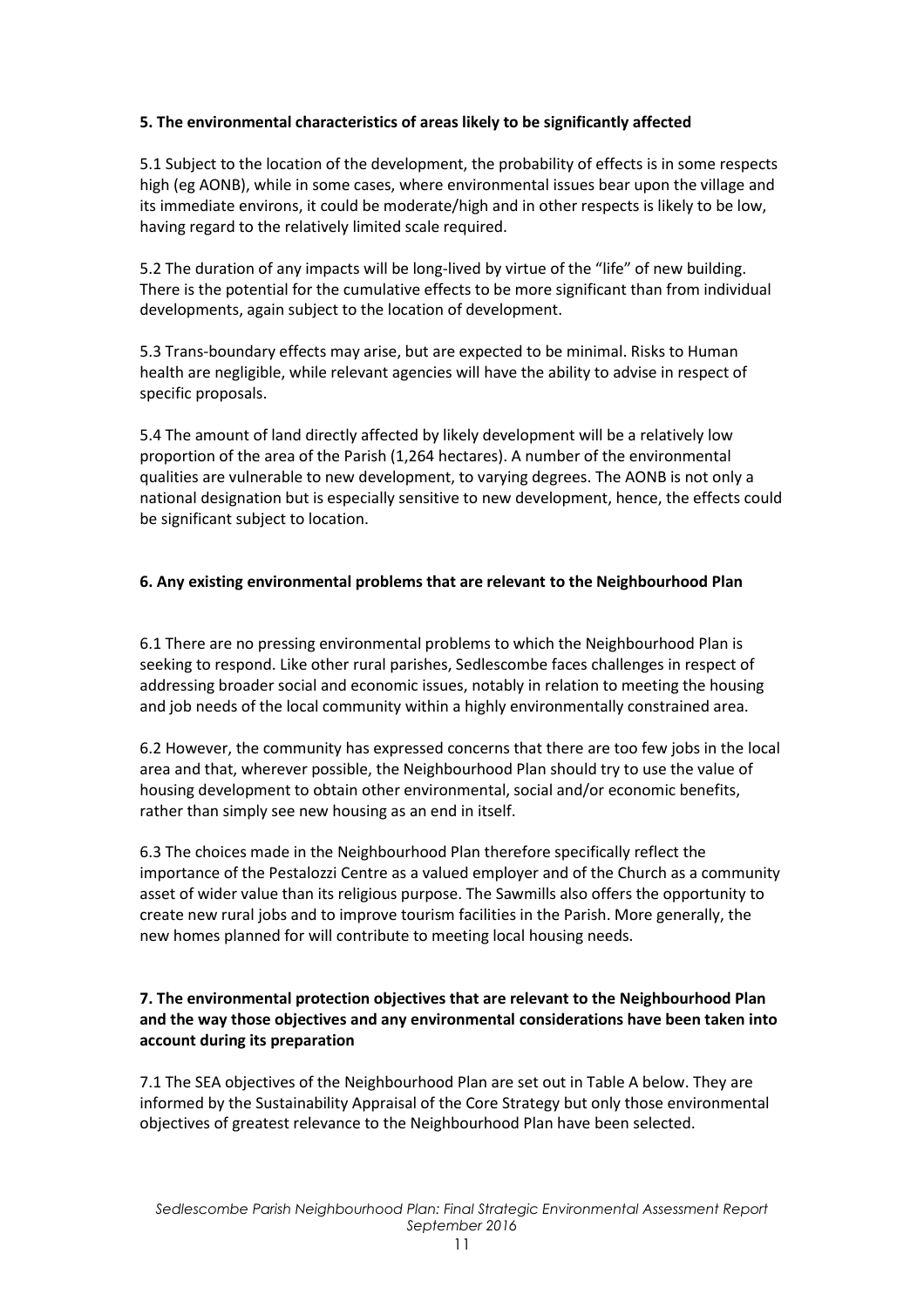**5. The environmental characteristics of areas likely to be significantly affected**

5.1 Subject to the location of the development, the probability of effects is in some respects high (eg AONB), while in some cases, where environmental issues bear upon the village and its immediate environs, it could be moderate/high and in other respects is likely to be low, having regard to the relatively limited scale required.

5.2 The duration of any impacts will be long-lived by virtue of the "life" of new building. There is the potential for the cumulative effects to be more significant than from individual developments, again subject to the location of development.

5.3 Trans-boundary effects may arise, but are expected to be minimal. Risks to Human health are negligible, while relevant agencies will have the ability to advise in respect of specific proposals.

5.4 The amount of land directly affected by likely development will be a relatively low proportion of the area of the Parish (1,264 hectares). A number of the environmental qualities are vulnerable to new development, to varying degrees. The AONB is not only a national designation but is especially sensitive to new development, hence, the effects could be significant subject to location.

**6. Any existing environmental problems that are relevant to the Neighbourhood Plan**

6.1 There are no pressing environmental problems to which the Neighbourhood Plan is seeking to respond. Like other rural parishes, Sedlescombe faces challenges in respect of addressing broader social and economic issues, notably in relation to meeting the housing and job needs of the local community within a highly environmentally constrained area.

6.2 However, the community has expressed concerns that there are too few jobs in the local area and that, wherever possible, the Neighbourhood Plan should try to use the value of housing development to obtain other environmental, social and/or economic benefits, rather than simply see new housing as an end in itself.

6.3 The choices made in the Neighbourhood Plan therefore specifically reflect the importance of the Pestalozzi Centre as a valued employer and of the Church as a community asset of wider value than its religious purpose. The Sawmills also offers the opportunity to create new rural jobs and to improve tourism facilities in the Parish. More generally, the new homes planned for will contribute to meeting local housing needs.

**7. The environmental protection objectives that are relevant to the Neighbourhood Plan and the way those objectives and any environmental considerations have been taken into account during its preparation**

7.1 The SEA objectives of the Neighbourhood Plan are set out in Table A below. They are informed by the Sustainability Appraisal of the Core Strategy but only those environmental objectives of greatest relevance to the Neighbourhood Plan have been selected.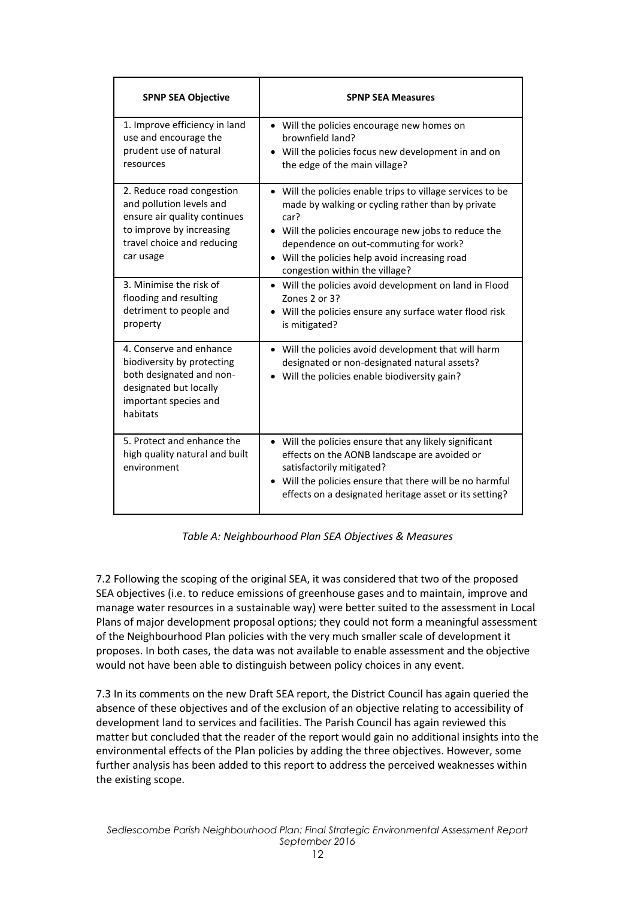| SPNP SEA Objective | SPNP SEA Measures |
|---|---|
| 1. Improve efficiency in land use and encourage the prudent use of natural resources | • Will the policies encourage new homes on brownfield land?<br>• Will the policies focus new development in and on the edge of the main village? |
| 2. Reduce road congestion and pollution levels and ensure air quality continues to improve by increasing travel choice and reducing car usage | • Will the policies enable trips to village services to be made by walking or cycling rather than by private car?<br>• Will the policies encourage new jobs to reduce the dependence on out-commuting for work?<br>• Will the policies help avoid increasing road congestion within the village? |
| 3. Minimise the risk of flooding and resulting detriment to people and property | • Will the policies avoid development on land in Flood Zones 2 or 3?<br>• Will the policies ensure any surface water flood risk is mitigated? |
| 4. Conserve and enhance biodiversity by protecting both designated and non-designated but locally important species and habitats | • Will the policies avoid development that will harm designated or non-designated natural assets?<br>• Will the policies enable biodiversity gain? |
| 5. Protect and enhance the high quality natural and built environment | • Will the policies ensure that any likely significant effects on the AONB landscape are avoided or satisfactorily mitigated?<br>• Will the policies ensure that there will be no harmful effects on a designated heritage asset or its setting? |

*Table A: Neighbourhood Plan SEA Objectives & Measures*

7.2 Following the scoping of the original SEA, it was considered that two of the proposed SEA objectives (i.e. to reduce emissions of greenhouse gases and to maintain, improve and manage water resources in a sustainable way) were better suited to the assessment in Local Plans of major development proposal options; they could not form a meaningful assessment of the Neighbourhood Plan policies with the very much smaller scale of development it proposes. In both cases, the data was not available to enable assessment and the objective would not have been able to distinguish between policy choices in any event.

7.3 In its comments on the new Draft SEA report, the District Council has again queried the absence of these objectives and of the exclusion of an objective relating to accessibility of development land to services and facilities. The Parish Council has again reviewed this matter but concluded that the reader of the report would gain no additional insights into the environmental effects of the Plan policies by adding the three objectives. However, some further analysis has been added to this report to address the perceived weaknesses within the existing scope.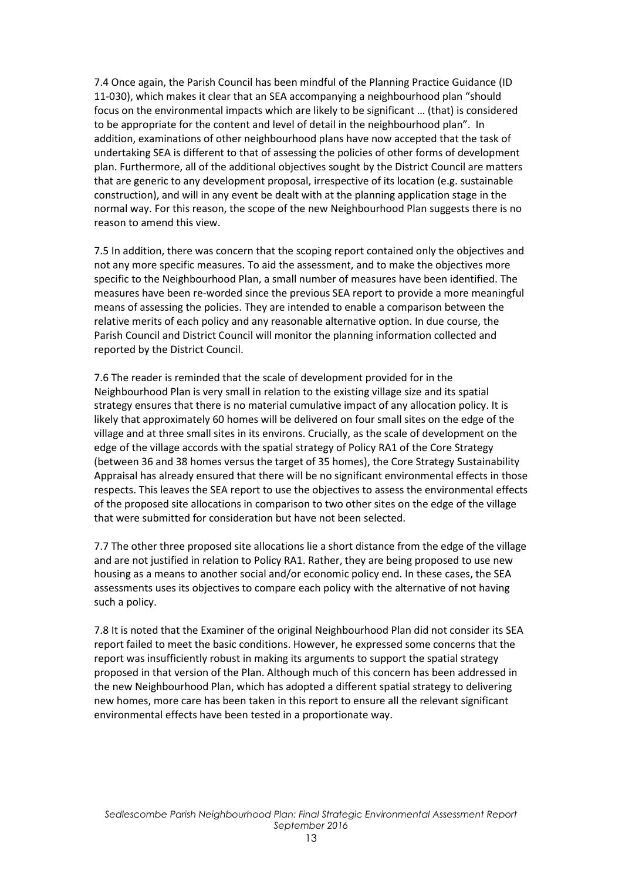7.4 Once again, the Parish Council has been mindful of the Planning Practice Guidance (ID 11-030), which makes it clear that an SEA accompanying a neighbourhood plan "should focus on the environmental impacts which are likely to be significant … (that) is considered to be appropriate for the content and level of detail in the neighbourhood plan". In addition, examinations of other neighbourhood plans have now accepted that the task of undertaking SEA is different to that of assessing the policies of other forms of development plan. Furthermore, all of the additional objectives sought by the District Council are matters that are generic to any development proposal, irrespective of its location (e.g. sustainable construction), and will in any event be dealt with at the planning application stage in the normal way. For this reason, the scope of the new Neighbourhood Plan suggests there is no reason to amend this view.

7.5 In addition, there was concern that the scoping report contained only the objectives and not any more specific measures. To aid the assessment, and to make the objectives more specific to the Neighbourhood Plan, a small number of measures have been identified. The measures have been re-worded since the previous SEA report to provide a more meaningful means of assessing the policies. They are intended to enable a comparison between the relative merits of each policy and any reasonable alternative option. In due course, the Parish Council and District Council will monitor the planning information collected and reported by the District Council.

7.6 The reader is reminded that the scale of development provided for in the Neighbourhood Plan is very small in relation to the existing village size and its spatial strategy ensures that there is no material cumulative impact of any allocation policy. It is likely that approximately 60 homes will be delivered on four small sites on the edge of the village and at three small sites in its environs. Crucially, as the scale of development on the edge of the village accords with the spatial strategy of Policy RA1 of the Core Strategy (between 36 and 38 homes versus the target of 35 homes), the Core Strategy Sustainability Appraisal has already ensured that there will be no significant environmental effects in those respects. This leaves the SEA report to use the objectives to assess the environmental effects of the proposed site allocations in comparison to two other sites on the edge of the village that were submitted for consideration but have not been selected.

7.7 The other three proposed site allocations lie a short distance from the edge of the village and are not justified in relation to Policy RA1. Rather, they are being proposed to use new housing as a means to another social and/or economic policy end. In these cases, the SEA assessments uses its objectives to compare each policy with the alternative of not having such a policy.

7.8 It is noted that the Examiner of the original Neighbourhood Plan did not consider its SEA report failed to meet the basic conditions. However, he expressed some concerns that the report was insufficiently robust in making its arguments to support the spatial strategy proposed in that version of the Plan. Although much of this concern has been addressed in the new Neighbourhood Plan, which has adopted a different spatial strategy to delivering new homes, more care has been taken in this report to ensure all the relevant significant environmental effects have been tested in a proportionate way.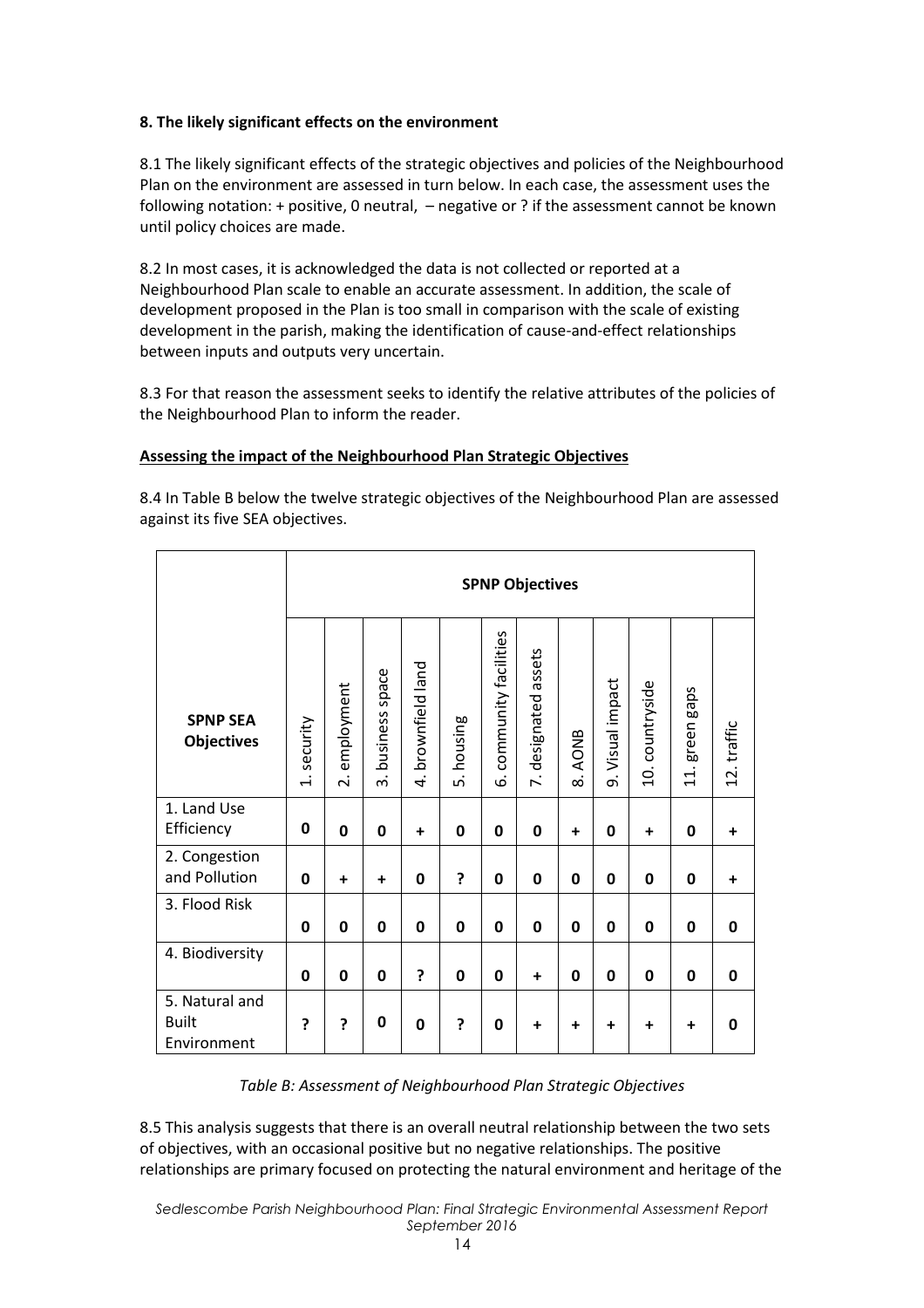**8. The likely significant effects on the environment**

8.1 The likely significant effects of the strategic objectives and policies of the Neighbourhood Plan on the environment are assessed in turn below. In each case, the assessment uses the following notation: + positive, 0 neutral, – negative or ? if the assessment cannot be known until policy choices are made.

8.2 In most cases, it is acknowledged the data is not collected or reported at a Neighbourhood Plan scale to enable an accurate assessment. In addition, the scale of development proposed in the Plan is too small in comparison with the scale of existing development in the parish, making the identification of cause-and-effect relationships between inputs and outputs very uncertain.

8.3 For that reason the assessment seeks to identify the relative attributes of the policies of the Neighbourhood Plan to inform the reader.

**Assessing the impact of the Neighbourhood Plan Strategic Objectives**

8.4 In Table B below the twelve strategic objectives of the Neighbourhood Plan are assessed against its five SEA objectives.

| | SPNP Objectives | | | | | | | | | | | |
|---|---|---|---|---|---|---|---|---|---|---|---|---|
| **SPNP SEA Objectives** | 1. security | 2. employment | 3. business space | 4. brownfield land | 5. housing | 6. community facilities | 7. designated assets | 8. AONB | 9. Visual impact | 10. countryside | 11. green gaps | 12. traffic |
| 1. Land Use Efficiency | **0** | **0** | **0** | **+** | **0** | **0** | **0** | **+** | **0** | **+** | **0** | **+** |
| 2. Congestion and Pollution | **0** | **+** | **+** | **0** | **?** | **0** | **0** | **0** | **0** | **0** | **0** | **+** |
| 3. Flood Risk | **0** | **0** | **0** | **0** | **0** | **0** | **0** | **0** | **0** | **0** | **0** | **0** |
| 4. Biodiversity | **0** | **0** | **0** | **?** | **0** | **0** | **+** | **0** | **0** | **0** | **0** | **0** |
| 5. Natural and Built Environment | **?** | **?** | **0** | **0** | **?** | **0** | **+** | **+** | **+** | **+** | **+** | **0** |

*Table B: Assessment of Neighbourhood Plan Strategic Objectives*

8.5 This analysis suggests that there is an overall neutral relationship between the two sets of objectives, with an occasional positive but no negative relationships. The positive relationships are primary focused on protecting the natural environment and heritage of the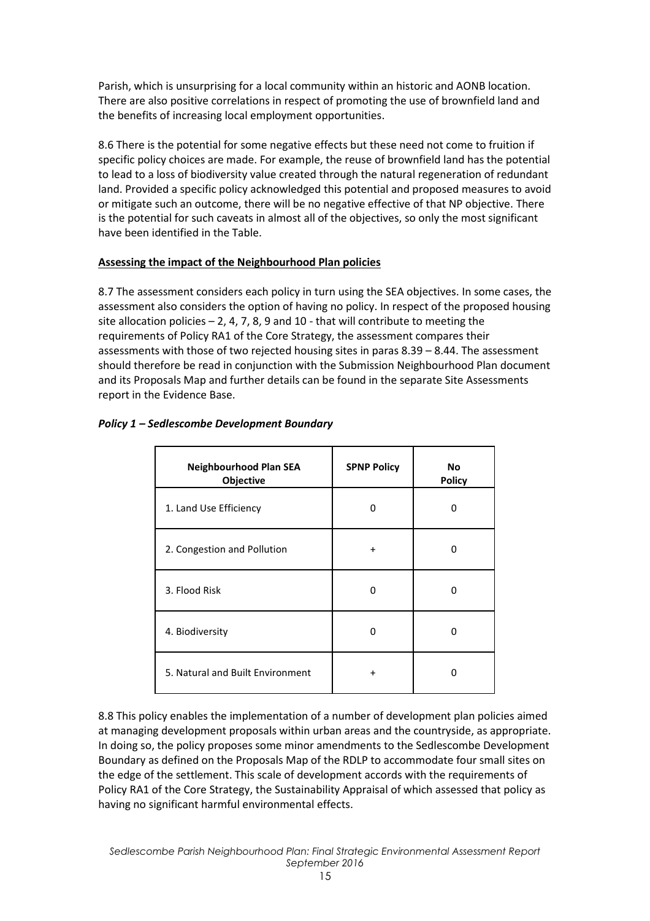Parish, which is unsurprising for a local community within an historic and AONB location. There are also positive correlations in respect of promoting the use of brownfield land and the benefits of increasing local employment opportunities.

8.6 There is the potential for some negative effects but these need not come to fruition if specific policy choices are made. For example, the reuse of brownfield land has the potential to lead to a loss of biodiversity value created through the natural regeneration of redundant land. Provided a specific policy acknowledged this potential and proposed measures to avoid or mitigate such an outcome, there will be no negative effective of that NP objective. There is the potential for such caveats in almost all of the objectives, so only the most significant have been identified in the Table.

**Assessing the impact of the Neighbourhood Plan policies**

8.7 The assessment considers each policy in turn using the SEA objectives. In some cases, the assessment also considers the option of having no policy. In respect of the proposed housing site allocation policies – 2, 4, 7, 8, 9 and 10 - that will contribute to meeting the requirements of Policy RA1 of the Core Strategy, the assessment compares their assessments with those of two rejected housing sites in paras 8.39 – 8.44. The assessment should therefore be read in conjunction with the Submission Neighbourhood Plan document and its Proposals Map and further details can be found in the separate Site Assessments report in the Evidence Base.

***Policy 1 – Sedlescombe Development Boundary***

| Neighbourhood Plan SEA Objective | SPNP Policy | No Policy |
|---|---|---|
| 1. Land Use Efficiency | 0 | 0 |
| 2. Congestion and Pollution | + | 0 |
| 3. Flood Risk | 0 | 0 |
| 4. Biodiversity | 0 | 0 |
| 5. Natural and Built Environment | + | 0 |

8.8 This policy enables the implementation of a number of development plan policies aimed at managing development proposals within urban areas and the countryside, as appropriate. In doing so, the policy proposes some minor amendments to the Sedlescombe Development Boundary as defined on the Proposals Map of the RDLP to accommodate four small sites on the edge of the settlement. This scale of development accords with the requirements of Policy RA1 of the Core Strategy, the Sustainability Appraisal of which assessed that policy as having no significant harmful environmental effects.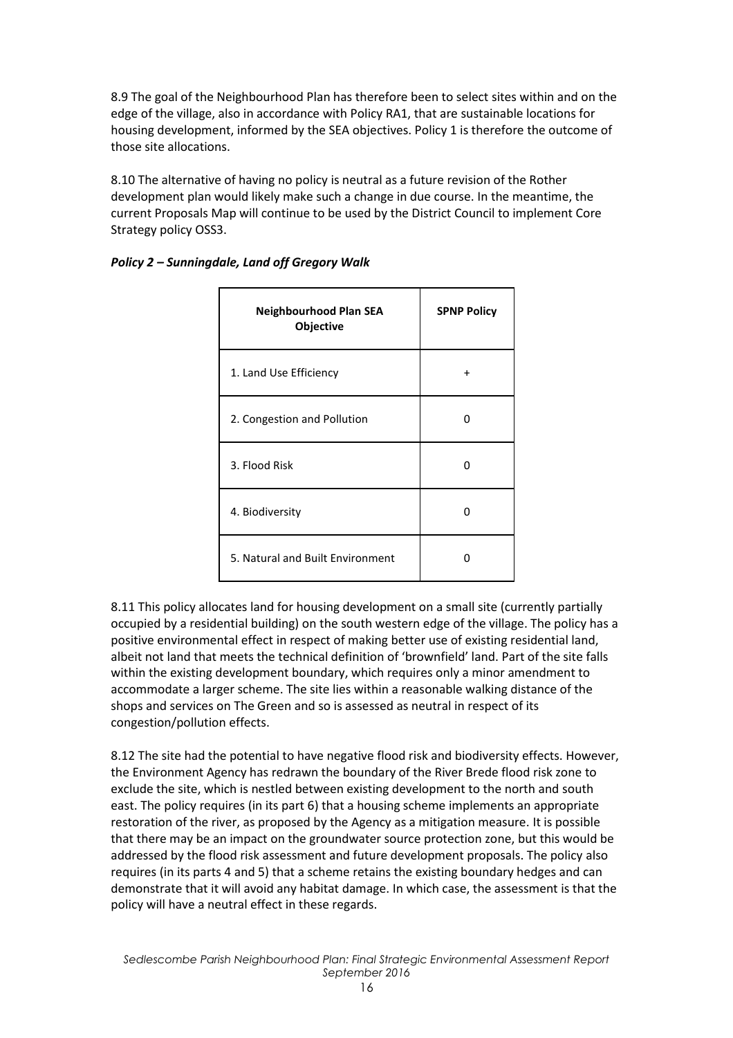8.9 The goal of the Neighbourhood Plan has therefore been to select sites within and on the edge of the village, also in accordance with Policy RA1, that are sustainable locations for housing development, informed by the SEA objectives. Policy 1 is therefore the outcome of those site allocations.

8.10 The alternative of having no policy is neutral as a future revision of the Rother development plan would likely make such a change in due course. In the meantime, the current Proposals Map will continue to be used by the District Council to implement Core Strategy policy OSS3.

***Policy 2 – Sunningdale, Land off Gregory Walk***

| Neighbourhood Plan SEA Objective | SPNP Policy |
|---|---|
| 1. Land Use Efficiency | + |
| 2. Congestion and Pollution | 0 |
| 3. Flood Risk | 0 |
| 4. Biodiversity | 0 |
| 5. Natural and Built Environment | 0 |

8.11 This policy allocates land for housing development on a small site (currently partially occupied by a residential building) on the south western edge of the village. The policy has a positive environmental effect in respect of making better use of existing residential land, albeit not land that meets the technical definition of 'brownfield' land. Part of the site falls within the existing development boundary, which requires only a minor amendment to accommodate a larger scheme. The site lies within a reasonable walking distance of the shops and services on The Green and so is assessed as neutral in respect of its congestion/pollution effects.

8.12 The site had the potential to have negative flood risk and biodiversity effects. However, the Environment Agency has redrawn the boundary of the River Brede flood risk zone to exclude the site, which is nestled between existing development to the north and south east. The policy requires (in its part 6) that a housing scheme implements an appropriate restoration of the river, as proposed by the Agency as a mitigation measure. It is possible that there may be an impact on the groundwater source protection zone, but this would be addressed by the flood risk assessment and future development proposals. The policy also requires (in its parts 4 and 5) that a scheme retains the existing boundary hedges and can demonstrate that it will avoid any habitat damage. In which case, the assessment is that the policy will have a neutral effect in these regards.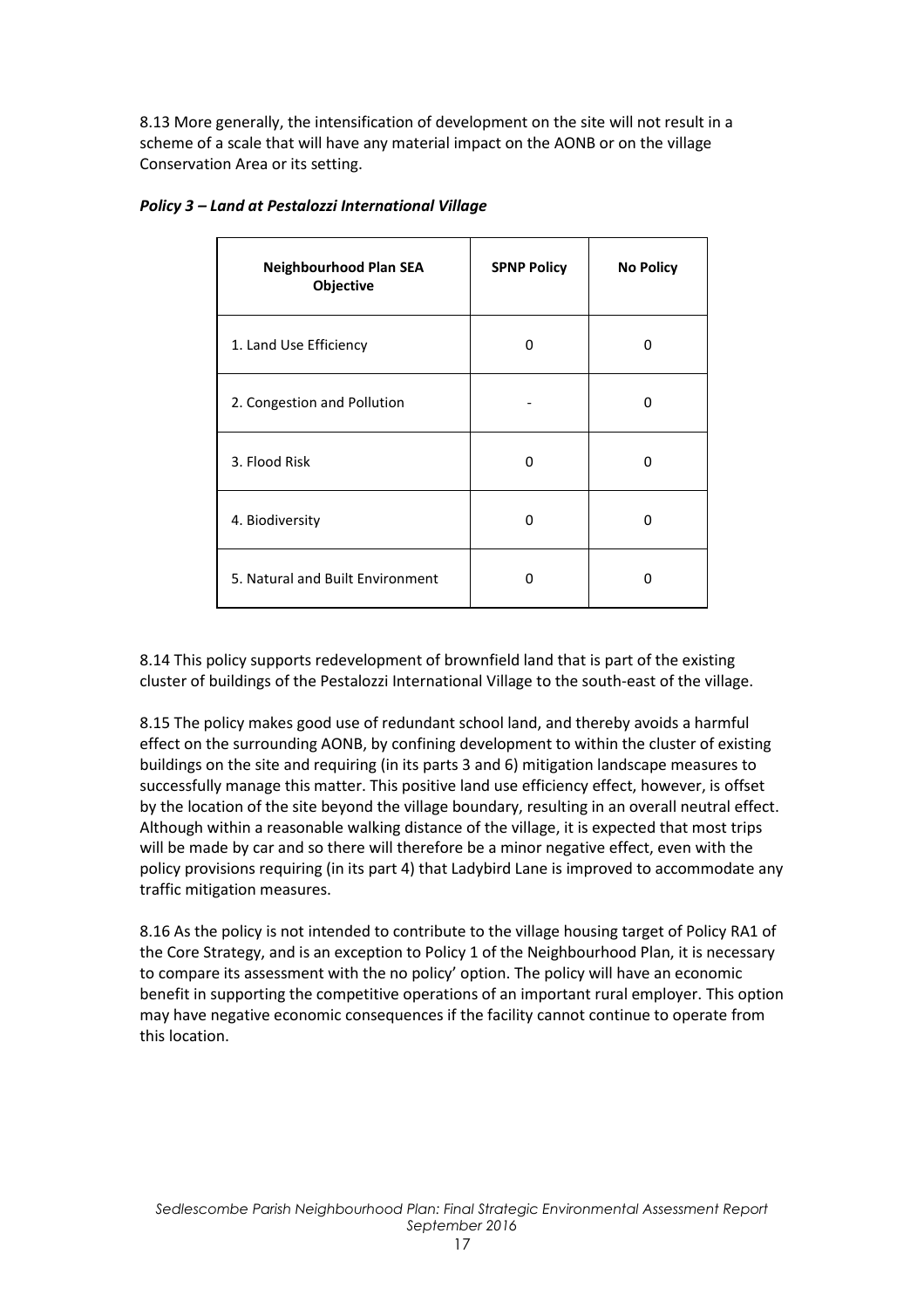8.13 More generally, the intensification of development on the site will not result in a scheme of a scale that will have any material impact on the AONB or on the village Conservation Area or its setting.

***Policy 3 – Land at Pestalozzi International Village***

| Neighbourhood Plan SEA Objective | SPNP Policy | No Policy |
|---|---|---|
| 1. Land Use Efficiency | 0 | 0 |
| 2. Congestion and Pollution | - | 0 |
| 3. Flood Risk | 0 | 0 |
| 4. Biodiversity | 0 | 0 |
| 5. Natural and Built Environment | 0 | 0 |

8.14 This policy supports redevelopment of brownfield land that is part of the existing cluster of buildings of the Pestalozzi International Village to the south-east of the village.

8.15 The policy makes good use of redundant school land, and thereby avoids a harmful effect on the surrounding AONB, by confining development to within the cluster of existing buildings on the site and requiring (in its parts 3 and 6) mitigation landscape measures to successfully manage this matter. This positive land use efficiency effect, however, is offset by the location of the site beyond the village boundary, resulting in an overall neutral effect. Although within a reasonable walking distance of the village, it is expected that most trips will be made by car and so there will therefore be a minor negative effect, even with the policy provisions requiring (in its part 4) that Ladybird Lane is improved to accommodate any traffic mitigation measures.

8.16 As the policy is not intended to contribute to the village housing target of Policy RA1 of the Core Strategy, and is an exception to Policy 1 of the Neighbourhood Plan, it is necessary to compare its assessment with the no policy' option. The policy will have an economic benefit in supporting the competitive operations of an important rural employer. This option may have negative economic consequences if the facility cannot continue to operate from this location.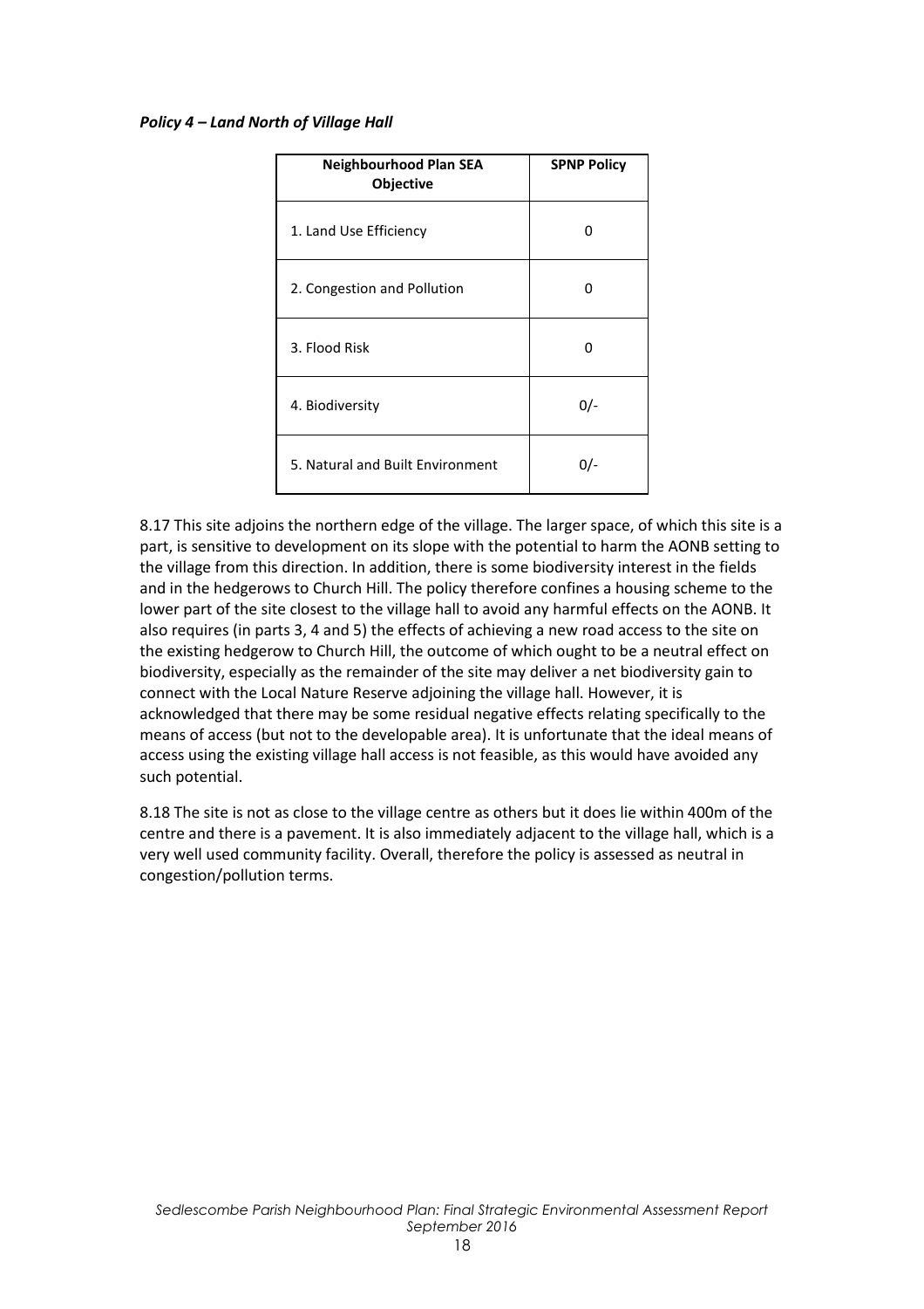***Policy 4 – Land North of Village Hall***

| Neighbourhood Plan SEA Objective | SPNP Policy |
| --- | --- |
| 1. Land Use Efficiency | 0 |
| 2. Congestion and Pollution | 0 |
| 3. Flood Risk | 0 |
| 4. Biodiversity | 0/- |
| 5. Natural and Built Environment | 0/- |

8.17 This site adjoins the northern edge of the village. The larger space, of which this site is a part, is sensitive to development on its slope with the potential to harm the AONB setting to the village from this direction. In addition, there is some biodiversity interest in the fields and in the hedgerows to Church Hill. The policy therefore confines a housing scheme to the lower part of the site closest to the village hall to avoid any harmful effects on the AONB. It also requires (in parts 3, 4 and 5) the effects of achieving a new road access to the site on the existing hedgerow to Church Hill, the outcome of which ought to be a neutral effect on biodiversity, especially as the remainder of the site may deliver a net biodiversity gain to connect with the Local Nature Reserve adjoining the village hall. However, it is acknowledged that there may be some residual negative effects relating specifically to the means of access (but not to the developable area). It is unfortunate that the ideal means of access using the existing village hall access is not feasible, as this would have avoided any such potential.

8.18 The site is not as close to the village centre as others but it does lie within 400m of the centre and there is a pavement. It is also immediately adjacent to the village hall, which is a very well used community facility. Overall, therefore the policy is assessed as neutral in congestion/pollution terms.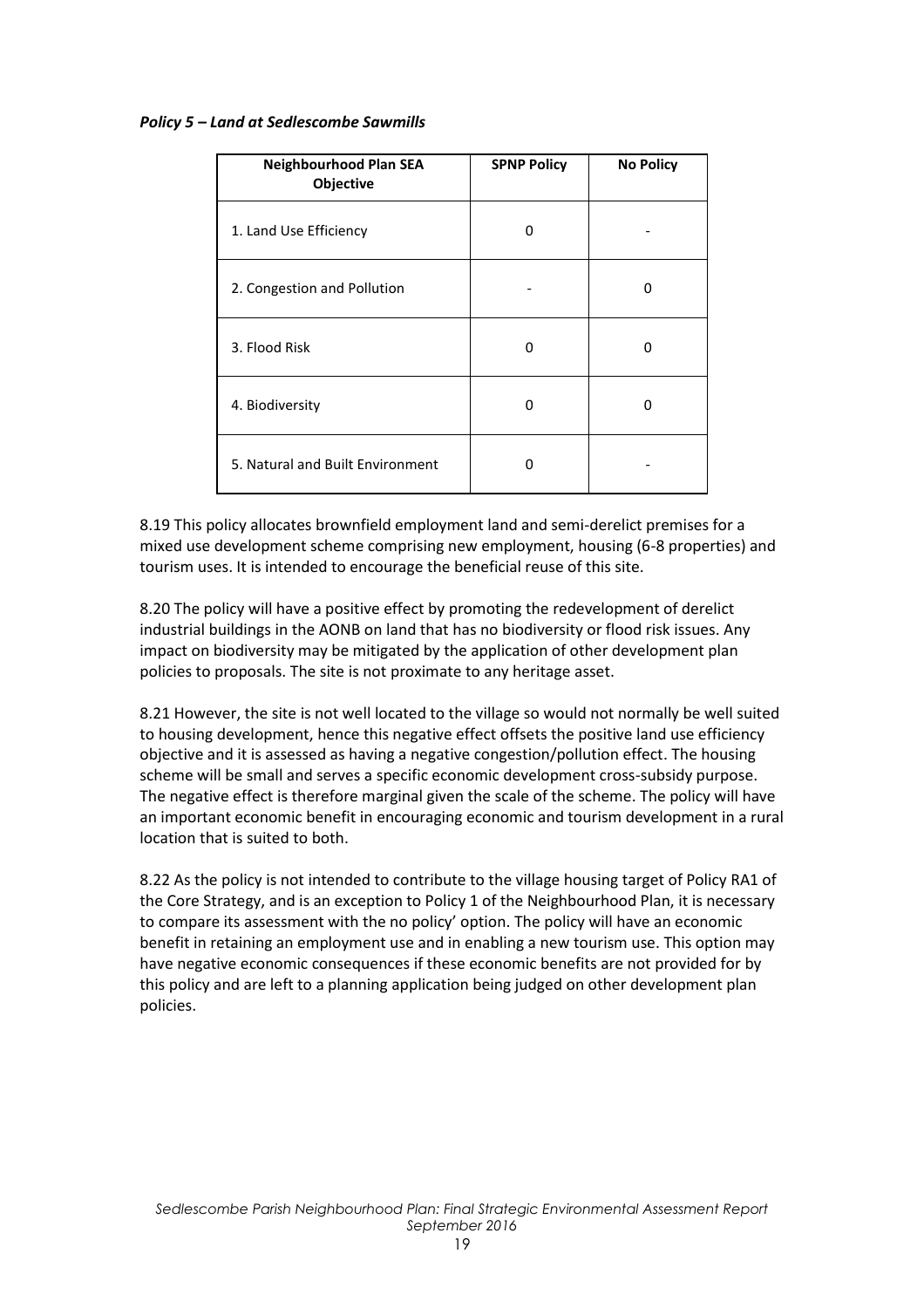***Policy 5 – Land at Sedlescombe Sawmills***

| Neighbourhood Plan SEA Objective | SPNP Policy | No Policy |
|---|---|---|
| 1. Land Use Efficiency | 0 | - |
| 2. Congestion and Pollution | - | 0 |
| 3. Flood Risk | 0 | 0 |
| 4. Biodiversity | 0 | 0 |
| 5. Natural and Built Environment | 0 | - |

8.19 This policy allocates brownfield employment land and semi-derelict premises for a mixed use development scheme comprising new employment, housing (6-8 properties) and tourism uses. It is intended to encourage the beneficial reuse of this site.

8.20 The policy will have a positive effect by promoting the redevelopment of derelict industrial buildings in the AONB on land that has no biodiversity or flood risk issues. Any impact on biodiversity may be mitigated by the application of other development plan policies to proposals. The site is not proximate to any heritage asset.

8.21 However, the site is not well located to the village so would not normally be well suited to housing development, hence this negative effect offsets the positive land use efficiency objective and it is assessed as having a negative congestion/pollution effect. The housing scheme will be small and serves a specific economic development cross-subsidy purpose. The negative effect is therefore marginal given the scale of the scheme. The policy will have an important economic benefit in encouraging economic and tourism development in a rural location that is suited to both.

8.22 As the policy is not intended to contribute to the village housing target of Policy RA1 of the Core Strategy, and is an exception to Policy 1 of the Neighbourhood Plan, it is necessary to compare its assessment with the no policy' option. The policy will have an economic benefit in retaining an employment use and in enabling a new tourism use. This option may have negative economic consequences if these economic benefits are not provided for by this policy and are left to a planning application being judged on other development plan policies.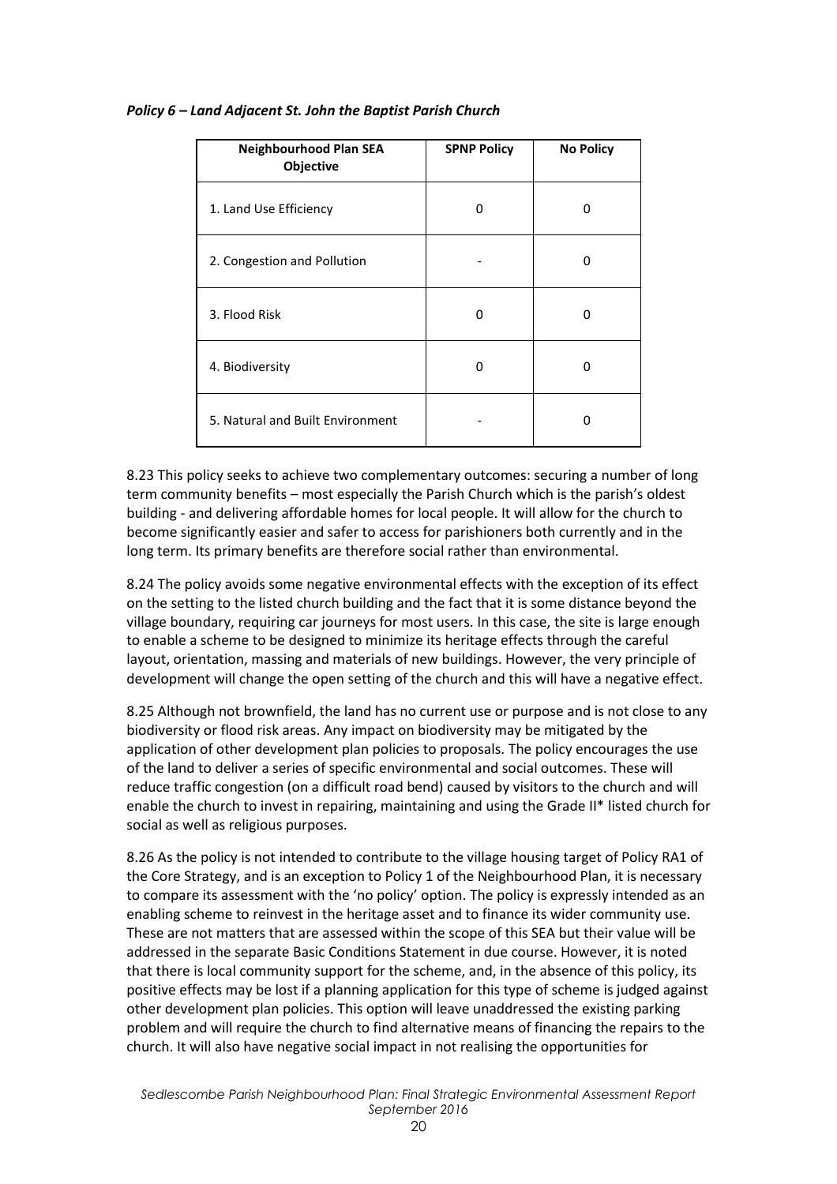*Policy 6 – Land Adjacent St. John the Baptist Parish Church*

| Neighbourhood Plan SEA Objective | SPNP Policy | No Policy |
| --- | --- | --- |
| 1. Land Use Efficiency | 0 | 0 |
| 2. Congestion and Pollution | - | 0 |
| 3. Flood Risk | 0 | 0 |
| 4. Biodiversity | 0 | 0 |
| 5. Natural and Built Environment | - | 0 |

8.23 This policy seeks to achieve two complementary outcomes: securing a number of long term community benefits – most especially the Parish Church which is the parish's oldest building - and delivering affordable homes for local people. It will allow for the church to become significantly easier and safer to access for parishioners both currently and in the long term. Its primary benefits are therefore social rather than environmental.

8.24 The policy avoids some negative environmental effects with the exception of its effect on the setting to the listed church building and the fact that it is some distance beyond the village boundary, requiring car journeys for most users. In this case, the site is large enough to enable a scheme to be designed to minimize its heritage effects through the careful layout, orientation, massing and materials of new buildings. However, the very principle of development will change the open setting of the church and this will have a negative effect.

8.25 Although not brownfield, the land has no current use or purpose and is not close to any biodiversity or flood risk areas. Any impact on biodiversity may be mitigated by the application of other development plan policies to proposals. The policy encourages the use of the land to deliver a series of specific environmental and social outcomes. These will reduce traffic congestion (on a difficult road bend) caused by visitors to the church and will enable the church to invest in repairing, maintaining and using the Grade II* listed church for social as well as religious purposes.

8.26 As the policy is not intended to contribute to the village housing target of Policy RA1 of the Core Strategy, and is an exception to Policy 1 of the Neighbourhood Plan, it is necessary to compare its assessment with the 'no policy' option. The policy is expressly intended as an enabling scheme to reinvest in the heritage asset and to finance its wider community use. These are not matters that are assessed within the scope of this SEA but their value will be addressed in the separate Basic Conditions Statement in due course. However, it is noted that there is local community support for the scheme, and, in the absence of this policy, its positive effects may be lost if a planning application for this type of scheme is judged against other development plan policies. This option will leave unaddressed the existing parking problem and will require the church to find alternative means of financing the repairs to the church. It will also have negative social impact in not realising the opportunities for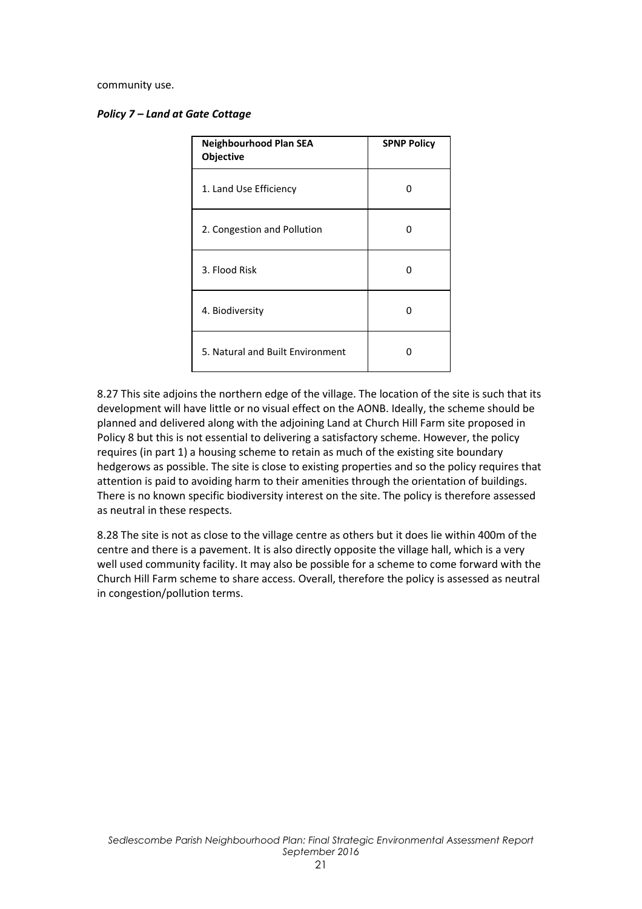community use.

***Policy 7 – Land at Gate Cottage***

| **Neighbourhood Plan SEA Objective** | **SPNP Policy** |
| --- | --- |
| 1. Land Use Efficiency | 0 |
| 2. Congestion and Pollution | 0 |
| 3. Flood Risk | 0 |
| 4. Biodiversity | 0 |
| 5. Natural and Built Environment | 0 |

8.27 This site adjoins the northern edge of the village. The location of the site is such that its development will have little or no visual effect on the AONB. Ideally, the scheme should be planned and delivered along with the adjoining Land at Church Hill Farm site proposed in Policy 8 but this is not essential to delivering a satisfactory scheme. However, the policy requires (in part 1) a housing scheme to retain as much of the existing site boundary hedgerows as possible. The site is close to existing properties and so the policy requires that attention is paid to avoiding harm to their amenities through the orientation of buildings. There is no known specific biodiversity interest on the site. The policy is therefore assessed as neutral in these respects.

8.28 The site is not as close to the village centre as others but it does lie within 400m of the centre and there is a pavement. It is also directly opposite the village hall, which is a very well used community facility. It may also be possible for a scheme to come forward with the Church Hill Farm scheme to share access. Overall, therefore the policy is assessed as neutral in congestion/pollution terms.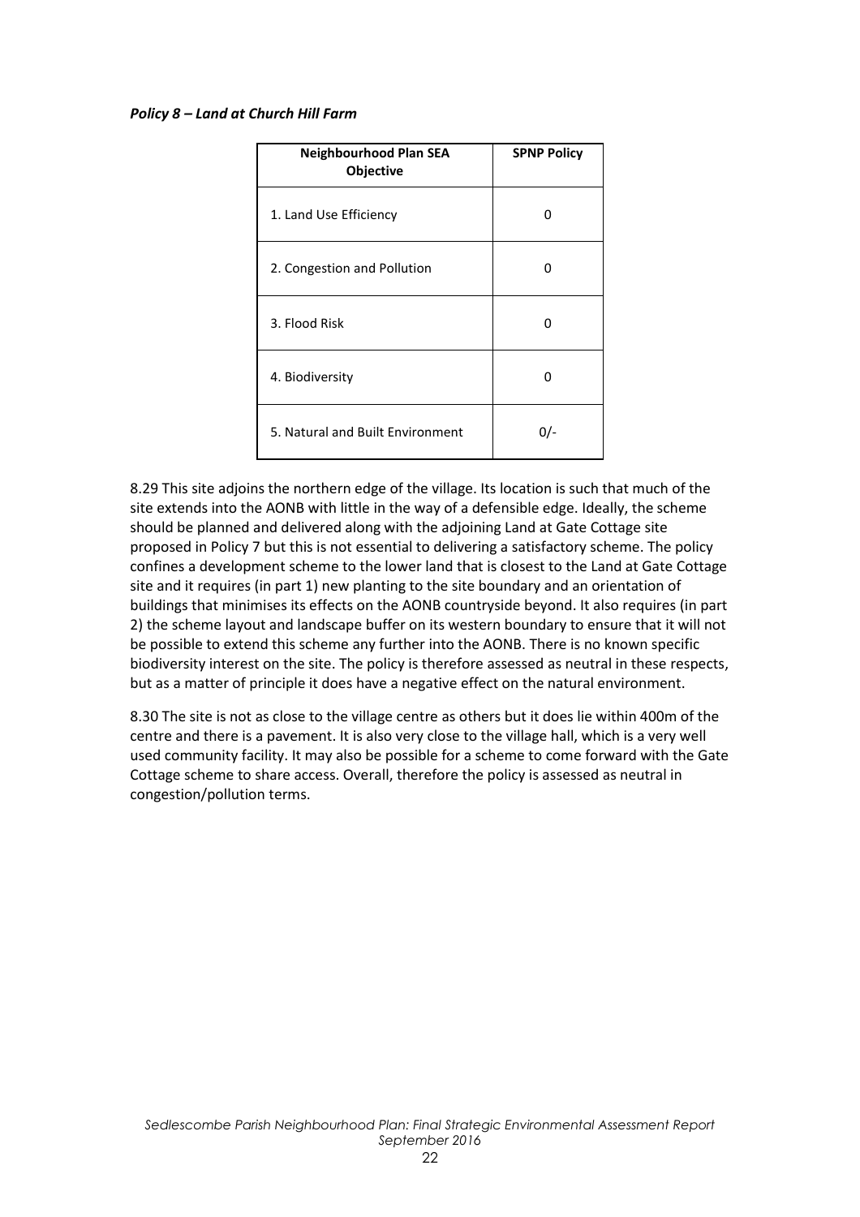***Policy 8 – Land at Church Hill Farm***

| Neighbourhood Plan SEA Objective | SPNP Policy |
|---|---|
| 1. Land Use Efficiency | 0 |
| 2. Congestion and Pollution | 0 |
| 3. Flood Risk | 0 |
| 4. Biodiversity | 0 |
| 5. Natural and Built Environment | 0/- |

8.29 This site adjoins the northern edge of the village. Its location is such that much of the site extends into the AONB with little in the way of a defensible edge. Ideally, the scheme should be planned and delivered along with the adjoining Land at Gate Cottage site proposed in Policy 7 but this is not essential to delivering a satisfactory scheme. The policy confines a development scheme to the lower land that is closest to the Land at Gate Cottage site and it requires (in part 1) new planting to the site boundary and an orientation of buildings that minimises its effects on the AONB countryside beyond. It also requires (in part 2) the scheme layout and landscape buffer on its western boundary to ensure that it will not be possible to extend this scheme any further into the AONB. There is no known specific biodiversity interest on the site. The policy is therefore assessed as neutral in these respects, but as a matter of principle it does have a negative effect on the natural environment.

8.30 The site is not as close to the village centre as others but it does lie within 400m of the centre and there is a pavement. It is also very close to the village hall, which is a very well used community facility. It may also be possible for a scheme to come forward with the Gate Cottage scheme to share access. Overall, therefore the policy is assessed as neutral in congestion/pollution terms.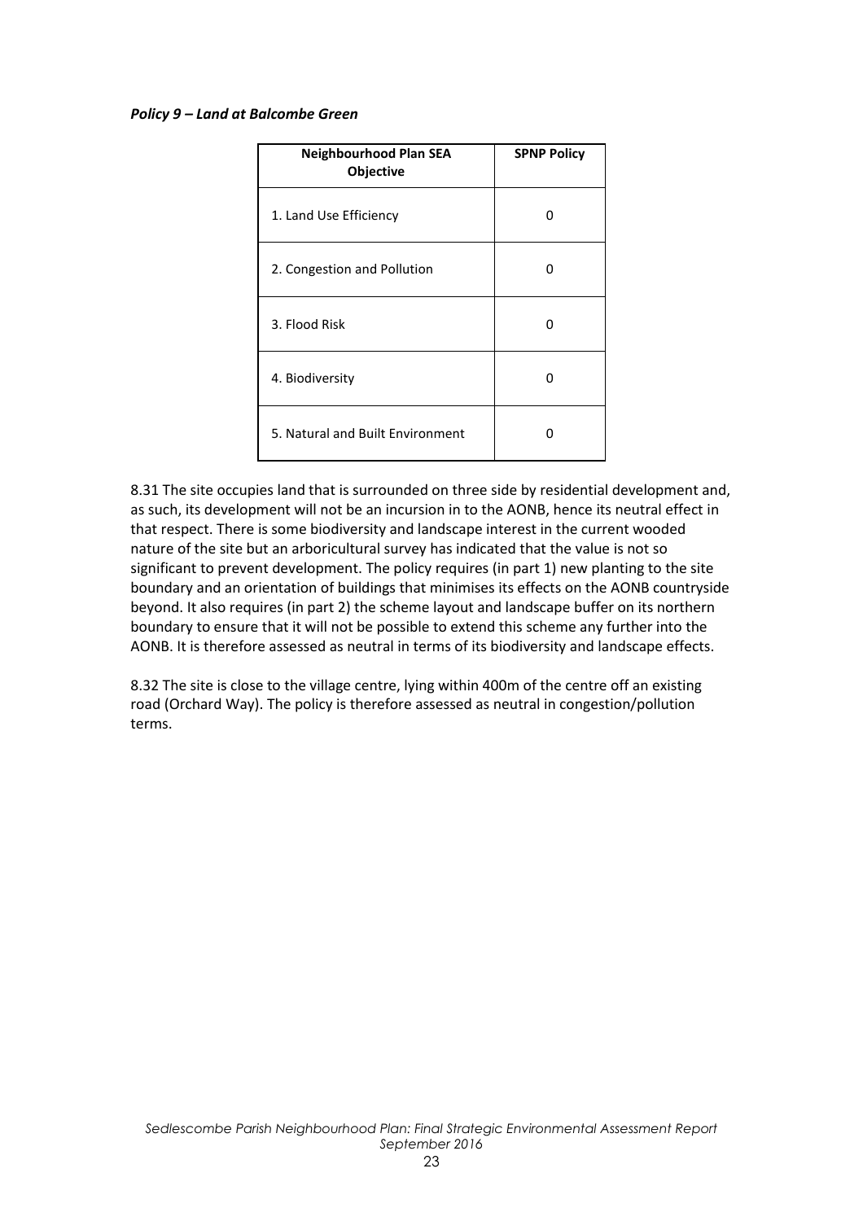***Policy 9 – Land at Balcombe Green***

| **Neighbourhood Plan SEA Objective** | **SPNP Policy** |
|---|---|
| 1. Land Use Efficiency | 0 |
| 2. Congestion and Pollution | 0 |
| 3. Flood Risk | 0 |
| 4. Biodiversity | 0 |
| 5. Natural and Built Environment | 0 |

8.31 The site occupies land that is surrounded on three side by residential development and, as such, its development will not be an incursion in to the AONB, hence its neutral effect in that respect. There is some biodiversity and landscape interest in the current wooded nature of the site but an arboricultural survey has indicated that the value is not so significant to prevent development. The policy requires (in part 1) new planting to the site boundary and an orientation of buildings that minimises its effects on the AONB countryside beyond. It also requires (in part 2) the scheme layout and landscape buffer on its northern boundary to ensure that it will not be possible to extend this scheme any further into the AONB. It is therefore assessed as neutral in terms of its biodiversity and landscape effects.

8.32 The site is close to the village centre, lying within 400m of the centre off an existing road (Orchard Way). The policy is therefore assessed as neutral in congestion/pollution terms.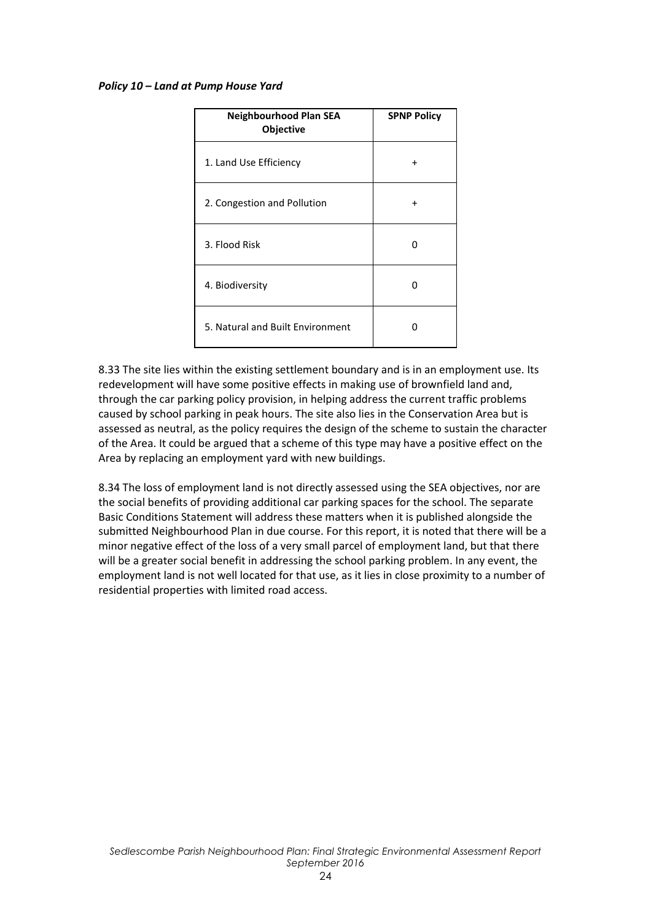***Policy 10 – Land at Pump House Yard***

| **Neighbourhood Plan SEA Objective** | **SPNP Policy** |
| --- | --- |
| 1. Land Use Efficiency | + |
| 2. Congestion and Pollution | + |
| 3. Flood Risk | 0 |
| 4. Biodiversity | 0 |
| 5. Natural and Built Environment | 0 |

8.33 The site lies within the existing settlement boundary and is in an employment use. Its redevelopment will have some positive effects in making use of brownfield land and, through the car parking policy provision, in helping address the current traffic problems caused by school parking in peak hours. The site also lies in the Conservation Area but is assessed as neutral, as the policy requires the design of the scheme to sustain the character of the Area. It could be argued that a scheme of this type may have a positive effect on the Area by replacing an employment yard with new buildings.

8.34 The loss of employment land is not directly assessed using the SEA objectives, nor are the social benefits of providing additional car parking spaces for the school. The separate Basic Conditions Statement will address these matters when it is published alongside the submitted Neighbourhood Plan in due course. For this report, it is noted that there will be a minor negative effect of the loss of a very small parcel of employment land, but that there will be a greater social benefit in addressing the school parking problem. In any event, the employment land is not well located for that use, as it lies in close proximity to a number of residential properties with limited road access.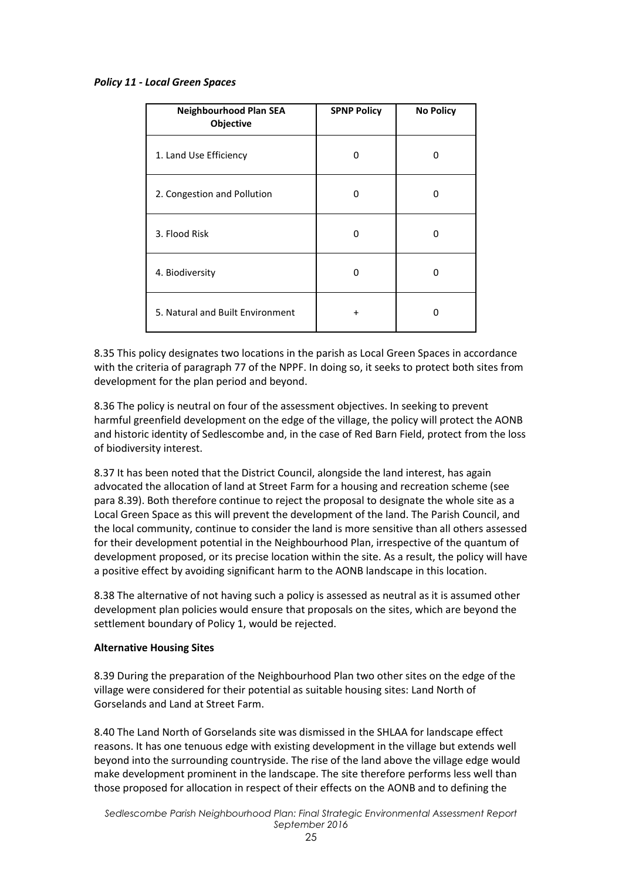*Policy 11 - Local Green Spaces*

| Neighbourhood Plan SEA Objective | SPNP Policy | No Policy |
|---|---|---|
| 1. Land Use Efficiency | 0 | 0 |
| 2. Congestion and Pollution | 0 | 0 |
| 3. Flood Risk | 0 | 0 |
| 4. Biodiversity | 0 | 0 |
| 5. Natural and Built Environment | + | 0 |

8.35 This policy designates two locations in the parish as Local Green Spaces in accordance with the criteria of paragraph 77 of the NPPF. In doing so, it seeks to protect both sites from development for the plan period and beyond.

8.36 The policy is neutral on four of the assessment objectives. In seeking to prevent harmful greenfield development on the edge of the village, the policy will protect the AONB and historic identity of Sedlescombe and, in the case of Red Barn Field, protect from the loss of biodiversity interest.

8.37 It has been noted that the District Council, alongside the land interest, has again advocated the allocation of land at Street Farm for a housing and recreation scheme (see para 8.39). Both therefore continue to reject the proposal to designate the whole site as a Local Green Space as this will prevent the development of the land. The Parish Council, and the local community, continue to consider the land is more sensitive than all others assessed for their development potential in the Neighbourhood Plan, irrespective of the quantum of development proposed, or its precise location within the site. As a result, the policy will have a positive effect by avoiding significant harm to the AONB landscape in this location.

8.38 The alternative of not having such a policy is assessed as neutral as it is assumed other development plan policies would ensure that proposals on the sites, which are beyond the settlement boundary of Policy 1, would be rejected.

**Alternative Housing Sites**

8.39 During the preparation of the Neighbourhood Plan two other sites on the edge of the village were considered for their potential as suitable housing sites: Land North of Gorselands and Land at Street Farm.

8.40 The Land North of Gorselands site was dismissed in the SHLAA for landscape effect reasons. It has one tenuous edge with existing development in the village but extends well beyond into the surrounding countryside. The rise of the land above the village edge would make development prominent in the landscape. The site therefore performs less well than those proposed for allocation in respect of their effects on the AONB and to defining the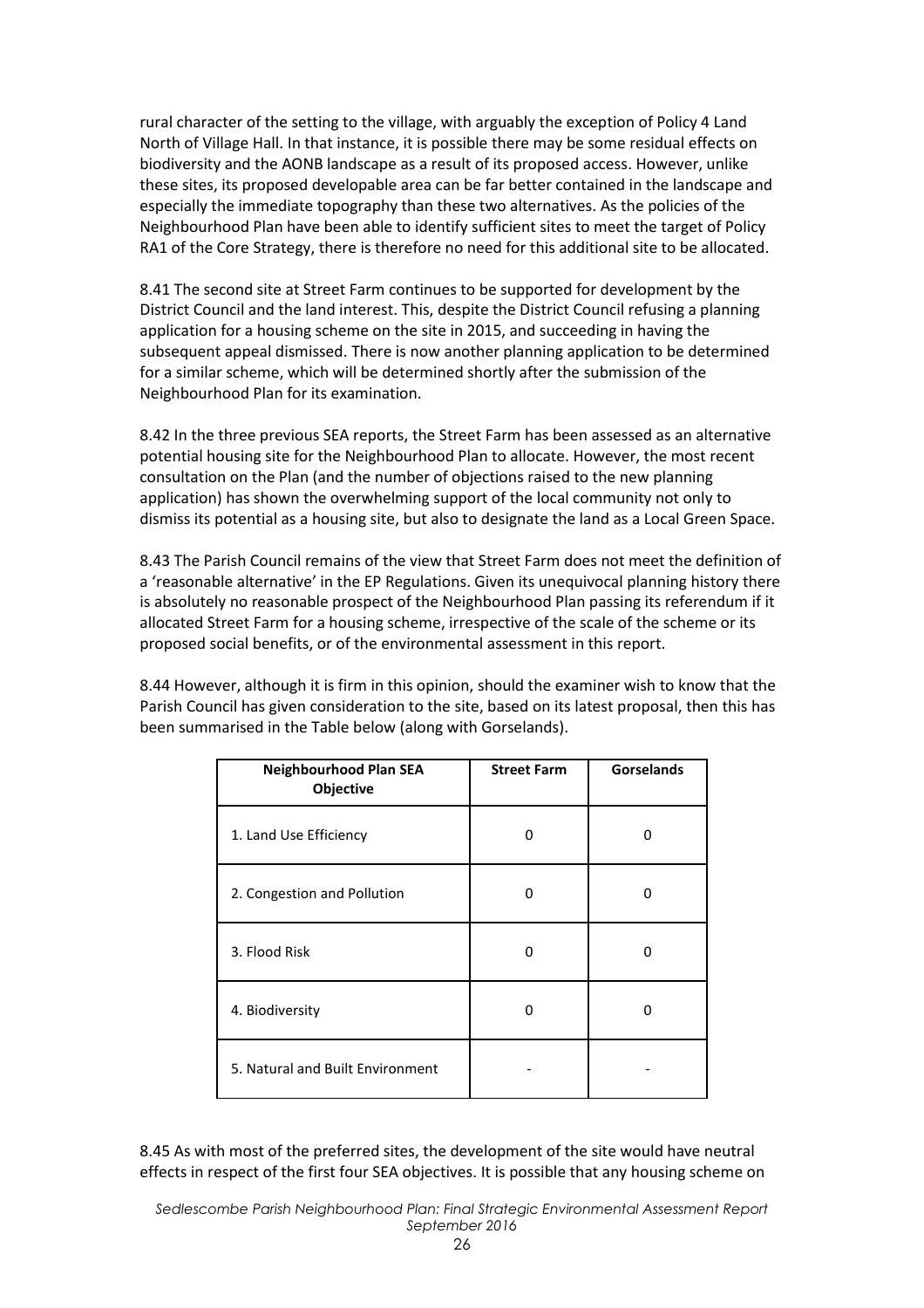rural character of the setting to the village, with arguably the exception of Policy 4 Land North of Village Hall. In that instance, it is possible there may be some residual effects on biodiversity and the AONB landscape as a result of its proposed access. However, unlike these sites, its proposed developable area can be far better contained in the landscape and especially the immediate topography than these two alternatives. As the policies of the Neighbourhood Plan have been able to identify sufficient sites to meet the target of Policy RA1 of the Core Strategy, there is therefore no need for this additional site to be allocated.

8.41 The second site at Street Farm continues to be supported for development by the District Council and the land interest. This, despite the District Council refusing a planning application for a housing scheme on the site in 2015, and succeeding in having the subsequent appeal dismissed. There is now another planning application to be determined for a similar scheme, which will be determined shortly after the submission of the Neighbourhood Plan for its examination.

8.42 In the three previous SEA reports, the Street Farm has been assessed as an alternative potential housing site for the Neighbourhood Plan to allocate. However, the most recent consultation on the Plan (and the number of objections raised to the new planning application) has shown the overwhelming support of the local community not only to dismiss its potential as a housing site, but also to designate the land as a Local Green Space.

8.43 The Parish Council remains of the view that Street Farm does not meet the definition of a 'reasonable alternative' in the EP Regulations. Given its unequivocal planning history there is absolutely no reasonable prospect of the Neighbourhood Plan passing its referendum if it allocated Street Farm for a housing scheme, irrespective of the scale of the scheme or its proposed social benefits, or of the environmental assessment in this report.

8.44 However, although it is firm in this opinion, should the examiner wish to know that the Parish Council has given consideration to the site, based on its latest proposal, then this has been summarised in the Table below (along with Gorselands).

| Neighbourhood Plan SEA Objective | Street Farm | Gorselands |
|---|---|---|
| 1. Land Use Efficiency | 0 | 0 |
| 2. Congestion and Pollution | 0 | 0 |
| 3. Flood Risk | 0 | 0 |
| 4. Biodiversity | 0 | 0 |
| 5. Natural and Built Environment | - | - |

8.45 As with most of the preferred sites, the development of the site would have neutral effects in respect of the first four SEA objectives. It is possible that any housing scheme on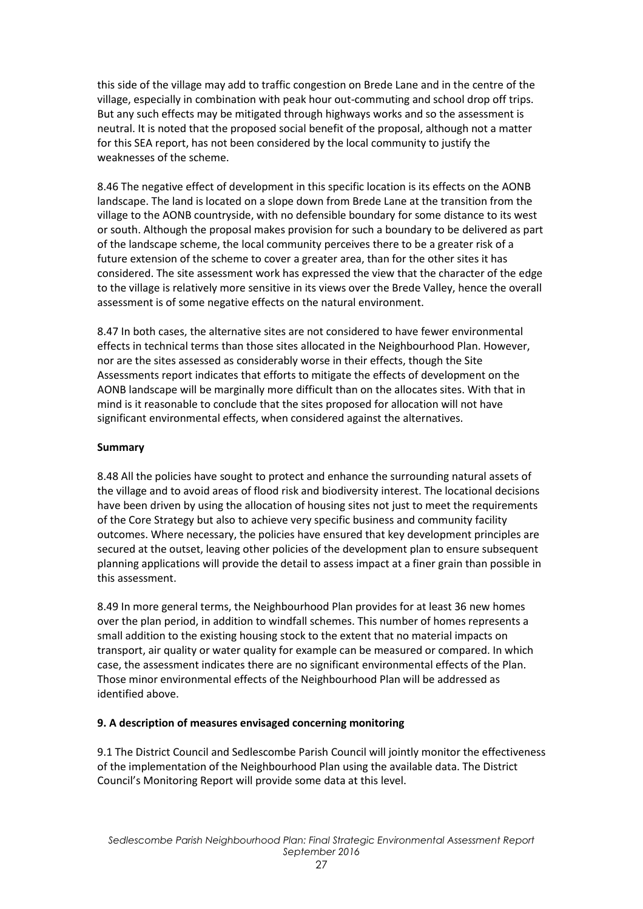this side of the village may add to traffic congestion on Brede Lane and in the centre of the village, especially in combination with peak hour out-commuting and school drop off trips. But any such effects may be mitigated through highways works and so the assessment is neutral. It is noted that the proposed social benefit of the proposal, although not a matter for this SEA report, has not been considered by the local community to justify the weaknesses of the scheme.

8.46 The negative effect of development in this specific location is its effects on the AONB landscape. The land is located on a slope down from Brede Lane at the transition from the village to the AONB countryside, with no defensible boundary for some distance to its west or south. Although the proposal makes provision for such a boundary to be delivered as part of the landscape scheme, the local community perceives there to be a greater risk of a future extension of the scheme to cover a greater area, than for the other sites it has considered. The site assessment work has expressed the view that the character of the edge to the village is relatively more sensitive in its views over the Brede Valley, hence the overall assessment is of some negative effects on the natural environment.

8.47 In both cases, the alternative sites are not considered to have fewer environmental effects in technical terms than those sites allocated in the Neighbourhood Plan. However, nor are the sites assessed as considerably worse in their effects, though the Site Assessments report indicates that efforts to mitigate the effects of development on the AONB landscape will be marginally more difficult than on the allocates sites. With that in mind is it reasonable to conclude that the sites proposed for allocation will not have significant environmental effects, when considered against the alternatives.

**Summary**

8.48 All the policies have sought to protect and enhance the surrounding natural assets of the village and to avoid areas of flood risk and biodiversity interest. The locational decisions have been driven by using the allocation of housing sites not just to meet the requirements of the Core Strategy but also to achieve very specific business and community facility outcomes. Where necessary, the policies have ensured that key development principles are secured at the outset, leaving other policies of the development plan to ensure subsequent planning applications will provide the detail to assess impact at a finer grain than possible in this assessment.

8.49 In more general terms, the Neighbourhood Plan provides for at least 36 new homes over the plan period, in addition to windfall schemes. This number of homes represents a small addition to the existing housing stock to the extent that no material impacts on transport, air quality or water quality for example can be measured or compared. In which case, the assessment indicates there are no significant environmental effects of the Plan. Those minor environmental effects of the Neighbourhood Plan will be addressed as identified above.

## 9. A description of measures envisaged concerning monitoring

9.1 The District Council and Sedlescombe Parish Council will jointly monitor the effectiveness of the implementation of the Neighbourhood Plan using the available data. The District Council's Monitoring Report will provide some data at this level.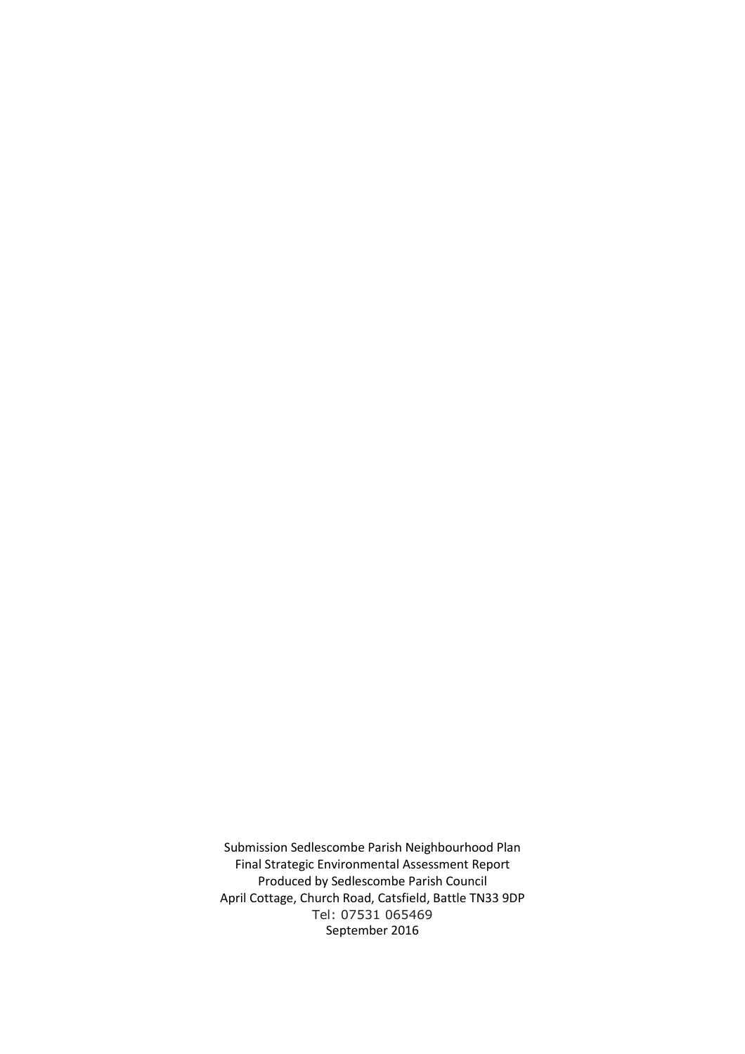Submission Sedlescombe Parish Neighbourhood Plan
Final Strategic Environmental Assessment Report
Produced by Sedlescombe Parish Council
April Cottage, Church Road, Catsfield, Battle TN33 9DP
Tel: 07531 065469
September 2016